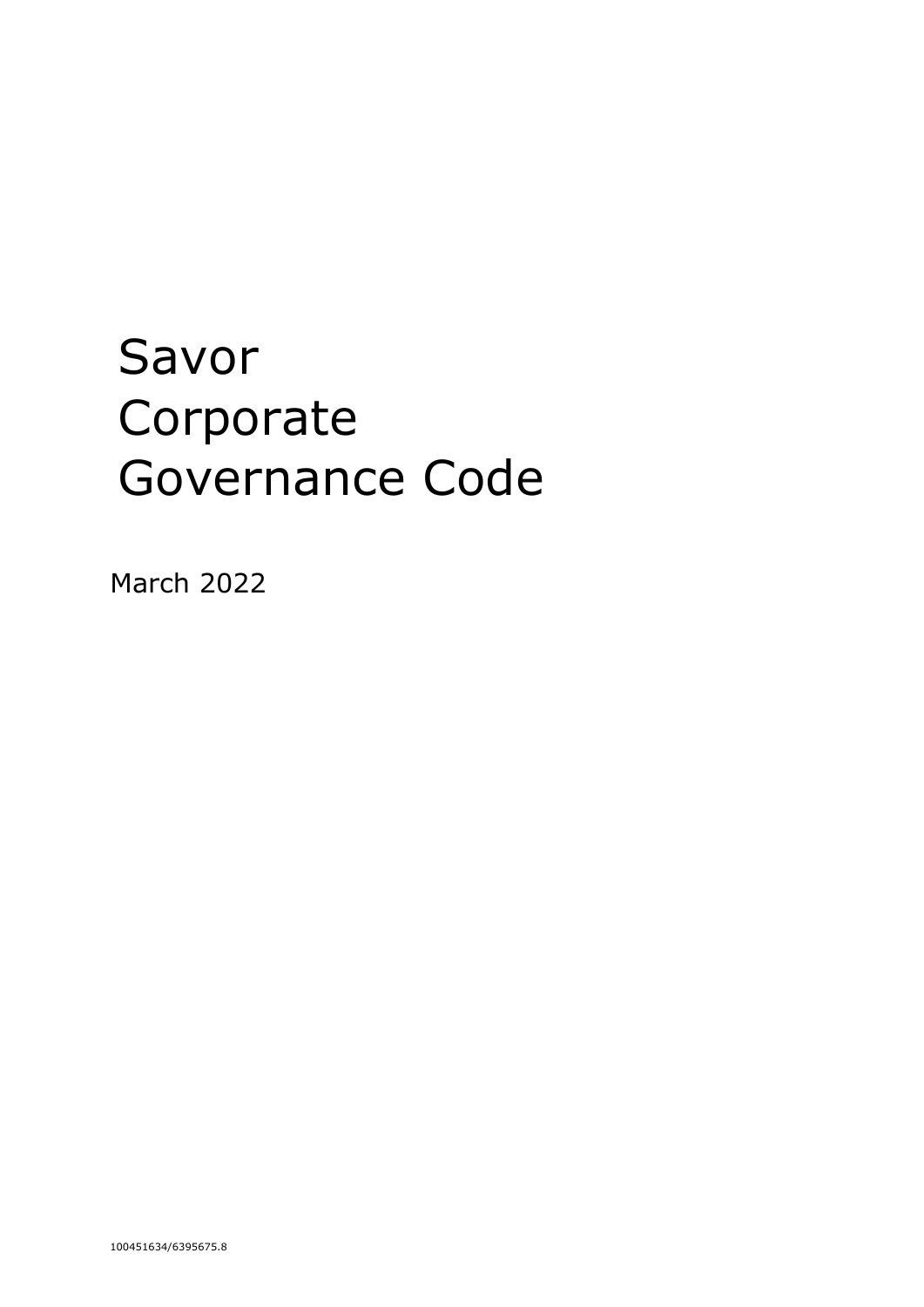# Savor Corporate Governance Code

March 2022

100451634/6395675.8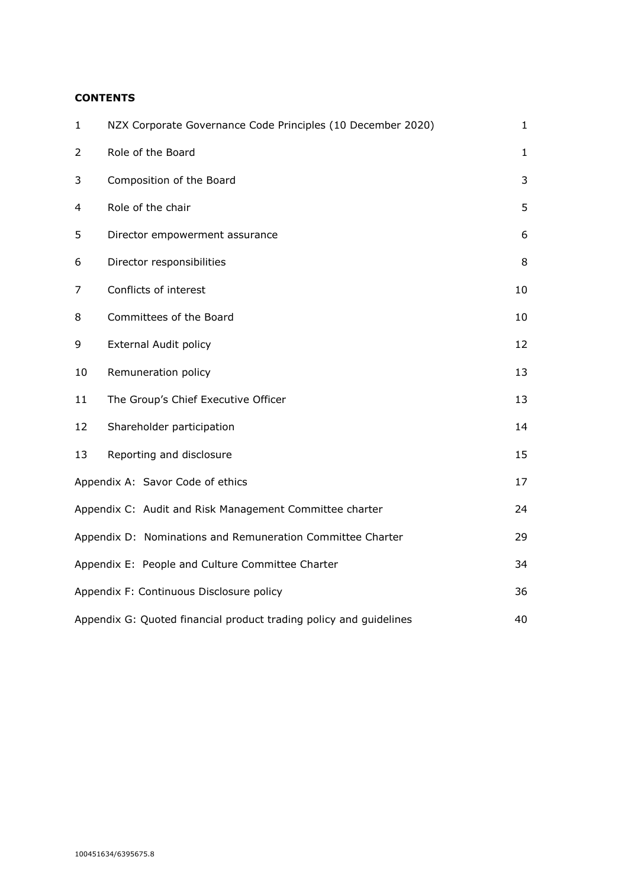**CONTENTS**

| | | |
|---|---|---|
| 1 | NZX Corporate Governance Code Principles (10 December 2020) | 1 |
| 2 | Role of the Board | 1 |
| 3 | Composition of the Board | 3 |
| 4 | Role of the chair | 5 |
| 5 | Director empowerment assurance | 6 |
| 6 | Director responsibilities | 8 |
| 7 | Conflicts of interest | 10 |
| 8 | Committees of the Board | 10 |
| 9 | External Audit policy | 12 |
| 10 | Remuneration policy | 13 |
| 11 | The Group's Chief Executive Officer | 13 |
| 12 | Shareholder participation | 14 |
| 13 | Reporting and disclosure | 15 |
| Appendix A: Savor Code of ethics | | 17 |
| Appendix C: Audit and Risk Management Committee charter | | 24 |
| Appendix D: Nominations and Remuneration Committee Charter | | 29 |
| Appendix E: People and Culture Committee Charter | | 34 |
| Appendix F: Continuous Disclosure policy | | 36 |
| Appendix G: Quoted financial product trading policy and guidelines | | 40 |

100451634/6395675.8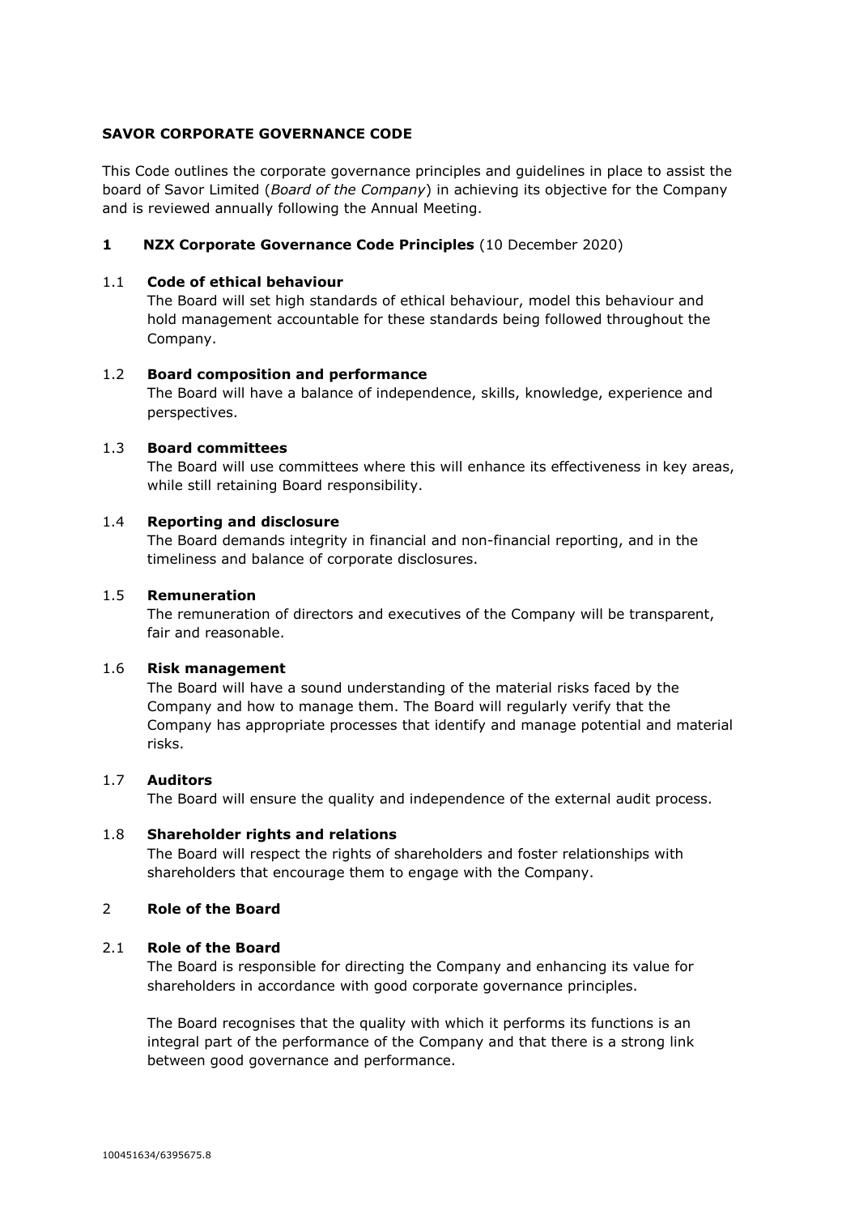**SAVOR CORPORATE GOVERNANCE CODE**

This Code outlines the corporate governance principles and guidelines in place to assist the board of Savor Limited (*Board of the Company*) in achieving its objective for the Company and is reviewed annually following the Annual Meeting.

## 1 NZX Corporate Governance Code Principles (10 December 2020)

### 1.1 Code of ethical behaviour

The Board will set high standards of ethical behaviour, model this behaviour and hold management accountable for these standards being followed throughout the Company.

### 1.2 Board composition and performance

The Board will have a balance of independence, skills, knowledge, experience and perspectives.

### 1.3 Board committees

The Board will use committees where this will enhance its effectiveness in key areas, while still retaining Board responsibility.

### 1.4 Reporting and disclosure

The Board demands integrity in financial and non-financial reporting, and in the timeliness and balance of corporate disclosures.

### 1.5 Remuneration

The remuneration of directors and executives of the Company will be transparent, fair and reasonable.

### 1.6 Risk management

The Board will have a sound understanding of the material risks faced by the Company and how to manage them. The Board will regularly verify that the Company has appropriate processes that identify and manage potential and material risks.

### 1.7 Auditors

The Board will ensure the quality and independence of the external audit process.

### 1.8 Shareholder rights and relations

The Board will respect the rights of shareholders and foster relationships with shareholders that encourage them to engage with the Company.

## 2 Role of the Board

### 2.1 Role of the Board

The Board is responsible for directing the Company and enhancing its value for shareholders in accordance with good corporate governance principles.

The Board recognises that the quality with which it performs its functions is an integral part of the performance of the Company and that there is a strong link between good governance and performance.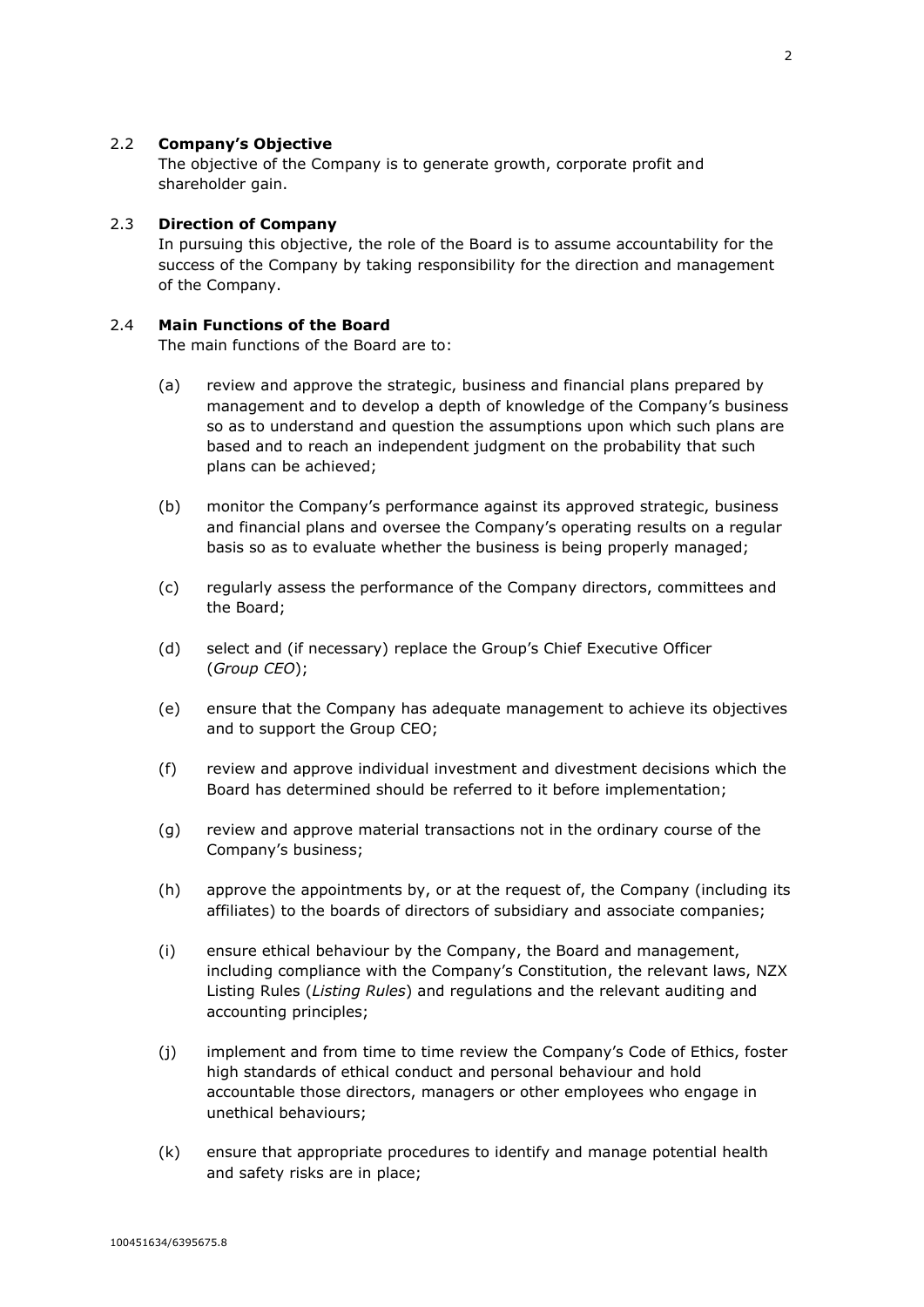### 2.2 **Company's Objective**

The objective of the Company is to generate growth, corporate profit and shareholder gain.

### 2.3 **Direction of Company**

In pursuing this objective, the role of the Board is to assume accountability for the success of the Company by taking responsibility for the direction and management of the Company.

### 2.4 **Main Functions of the Board**

The main functions of the Board are to:

(a) review and approve the strategic, business and financial plans prepared by management and to develop a depth of knowledge of the Company's business so as to understand and question the assumptions upon which such plans are based and to reach an independent judgment on the probability that such plans can be achieved;

(b) monitor the Company's performance against its approved strategic, business and financial plans and oversee the Company's operating results on a regular basis so as to evaluate whether the business is being properly managed;

(c) regularly assess the performance of the Company directors, committees and the Board;

(d) select and (if necessary) replace the Group's Chief Executive Officer (*Group CEO*);

(e) ensure that the Company has adequate management to achieve its objectives and to support the Group CEO;

(f) review and approve individual investment and divestment decisions which the Board has determined should be referred to it before implementation;

(g) review and approve material transactions not in the ordinary course of the Company's business;

(h) approve the appointments by, or at the request of, the Company (including its affiliates) to the boards of directors of subsidiary and associate companies;

(i) ensure ethical behaviour by the Company, the Board and management, including compliance with the Company's Constitution, the relevant laws, NZX Listing Rules (*Listing Rules*) and regulations and the relevant auditing and accounting principles;

(j) implement and from time to time review the Company's Code of Ethics, foster high standards of ethical conduct and personal behaviour and hold accountable those directors, managers or other employees who engage in unethical behaviours;

(k) ensure that appropriate procedures to identify and manage potential health and safety risks are in place;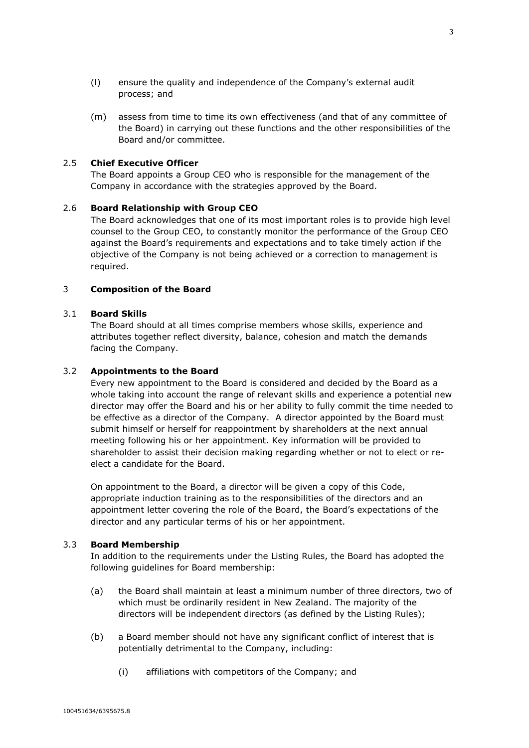(l) ensure the quality and independence of the Company's external audit process; and

(m) assess from time to time its own effectiveness (and that of any committee of the Board) in carrying out these functions and the other responsibilities of the Board and/or committee.

### 2.5 **Chief Executive Officer**

The Board appoints a Group CEO who is responsible for the management of the Company in accordance with the strategies approved by the Board.

### 2.6 **Board Relationship with Group CEO**

The Board acknowledges that one of its most important roles is to provide high level counsel to the Group CEO, to constantly monitor the performance of the Group CEO against the Board's requirements and expectations and to take timely action if the objective of the Company is not being achieved or a correction to management is required.

## 3 **Composition of the Board**

### 3.1 **Board Skills**

The Board should at all times comprise members whose skills, experience and attributes together reflect diversity, balance, cohesion and match the demands facing the Company.

### 3.2 **Appointments to the Board**

Every new appointment to the Board is considered and decided by the Board as a whole taking into account the range of relevant skills and experience a potential new director may offer the Board and his or her ability to fully commit the time needed to be effective as a director of the Company. A director appointed by the Board must submit himself or herself for reappointment by shareholders at the next annual meeting following his or her appointment. Key information will be provided to shareholder to assist their decision making regarding whether or not to elect or re-elect a candidate for the Board.

On appointment to the Board, a director will be given a copy of this Code, appropriate induction training as to the responsibilities of the directors and an appointment letter covering the role of the Board, the Board's expectations of the director and any particular terms of his or her appointment.

### 3.3 **Board Membership**

In addition to the requirements under the Listing Rules, the Board has adopted the following guidelines for Board membership:

(a) the Board shall maintain at least a minimum number of three directors, two of which must be ordinarily resident in New Zealand. The majority of the directors will be independent directors (as defined by the Listing Rules);

(b) a Board member should not have any significant conflict of interest that is potentially detrimental to the Company, including:

(i) affiliations with competitors of the Company; and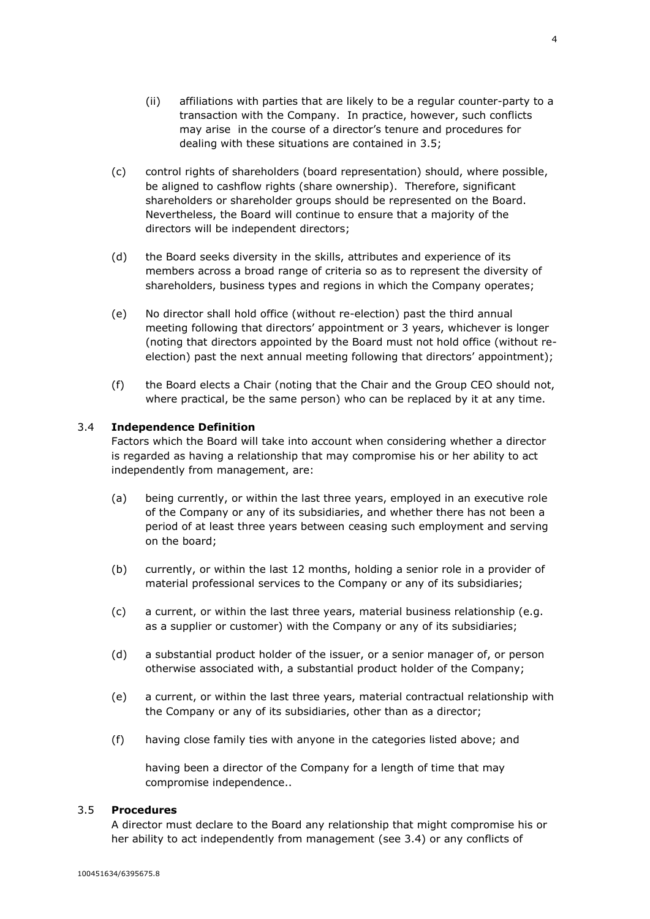(ii) affiliations with parties that are likely to be a regular counter-party to a transaction with the Company. In practice, however, such conflicts may arise in the course of a director's tenure and procedures for dealing with these situations are contained in 3.5;

(c) control rights of shareholders (board representation) should, where possible, be aligned to cashflow rights (share ownership). Therefore, significant shareholders or shareholder groups should be represented on the Board. Nevertheless, the Board will continue to ensure that a majority of the directors will be independent directors;

(d) the Board seeks diversity in the skills, attributes and experience of its members across a broad range of criteria so as to represent the diversity of shareholders, business types and regions in which the Company operates;

(e) No director shall hold office (without re-election) past the third annual meeting following that directors' appointment or 3 years, whichever is longer (noting that directors appointed by the Board must not hold office (without re-election) past the next annual meeting following that directors' appointment);

(f) the Board elects a Chair (noting that the Chair and the Group CEO should not, where practical, be the same person) who can be replaced by it at any time.

### 3.4 **Independence Definition**

Factors which the Board will take into account when considering whether a director is regarded as having a relationship that may compromise his or her ability to act independently from management, are:

(a) being currently, or within the last three years, employed in an executive role of the Company or any of its subsidiaries, and whether there has not been a period of at least three years between ceasing such employment and serving on the board;

(b) currently, or within the last 12 months, holding a senior role in a provider of material professional services to the Company or any of its subsidiaries;

(c) a current, or within the last three years, material business relationship (e.g. as a supplier or customer) with the Company or any of its subsidiaries;

(d) a substantial product holder of the issuer, or a senior manager of, or person otherwise associated with, a substantial product holder of the Company;

(e) a current, or within the last three years, material contractual relationship with the Company or any of its subsidiaries, other than as a director;

(f) having close family ties with anyone in the categories listed above; and

having been a director of the Company for a length of time that may compromise independence..

### 3.5 **Procedures**

A director must declare to the Board any relationship that might compromise his or her ability to act independently from management (see 3.4) or any conflicts of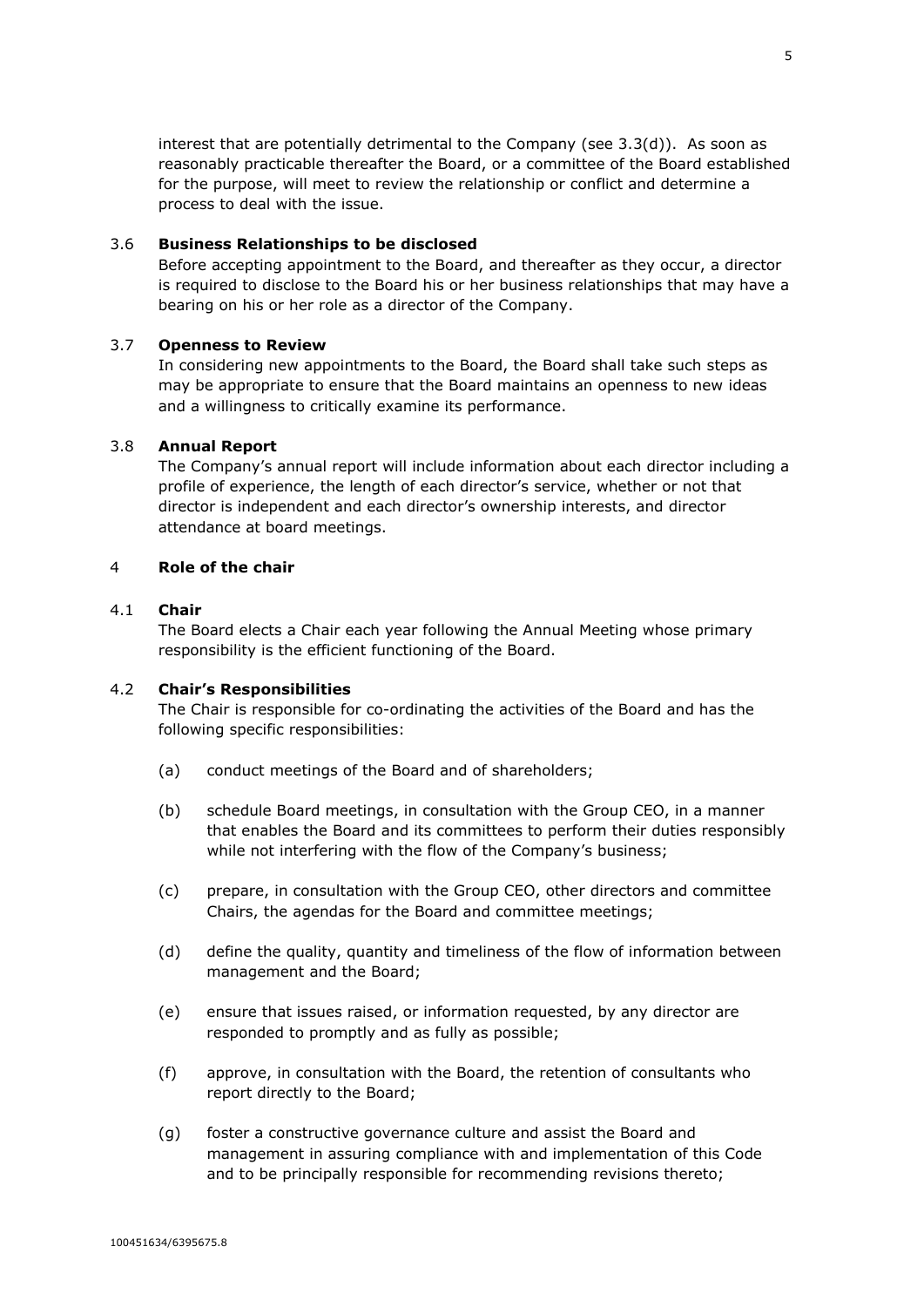interest that are potentially detrimental to the Company (see 3.3(d)). As soon as reasonably practicable thereafter the Board, or a committee of the Board established for the purpose, will meet to review the relationship or conflict and determine a process to deal with the issue.

### 3.6 Business Relationships to be disclosed

Before accepting appointment to the Board, and thereafter as they occur, a director is required to disclose to the Board his or her business relationships that may have a bearing on his or her role as a director of the Company.

### 3.7 Openness to Review

In considering new appointments to the Board, the Board shall take such steps as may be appropriate to ensure that the Board maintains an openness to new ideas and a willingness to critically examine its performance.

### 3.8 Annual Report

The Company's annual report will include information about each director including a profile of experience, the length of each director's service, whether or not that director is independent and each director's ownership interests, and director attendance at board meetings.

## 4 Role of the chair

### 4.1 Chair

The Board elects a Chair each year following the Annual Meeting whose primary responsibility is the efficient functioning of the Board.

### 4.2 Chair's Responsibilities

The Chair is responsible for co-ordinating the activities of the Board and has the following specific responsibilities:

(a) conduct meetings of the Board and of shareholders;

(b) schedule Board meetings, in consultation with the Group CEO, in a manner that enables the Board and its committees to perform their duties responsibly while not interfering with the flow of the Company's business;

(c) prepare, in consultation with the Group CEO, other directors and committee Chairs, the agendas for the Board and committee meetings;

(d) define the quality, quantity and timeliness of the flow of information between management and the Board;

(e) ensure that issues raised, or information requested, by any director are responded to promptly and as fully as possible;

(f) approve, in consultation with the Board, the retention of consultants who report directly to the Board;

(g) foster a constructive governance culture and assist the Board and management in assuring compliance with and implementation of this Code and to be principally responsible for recommending revisions thereto;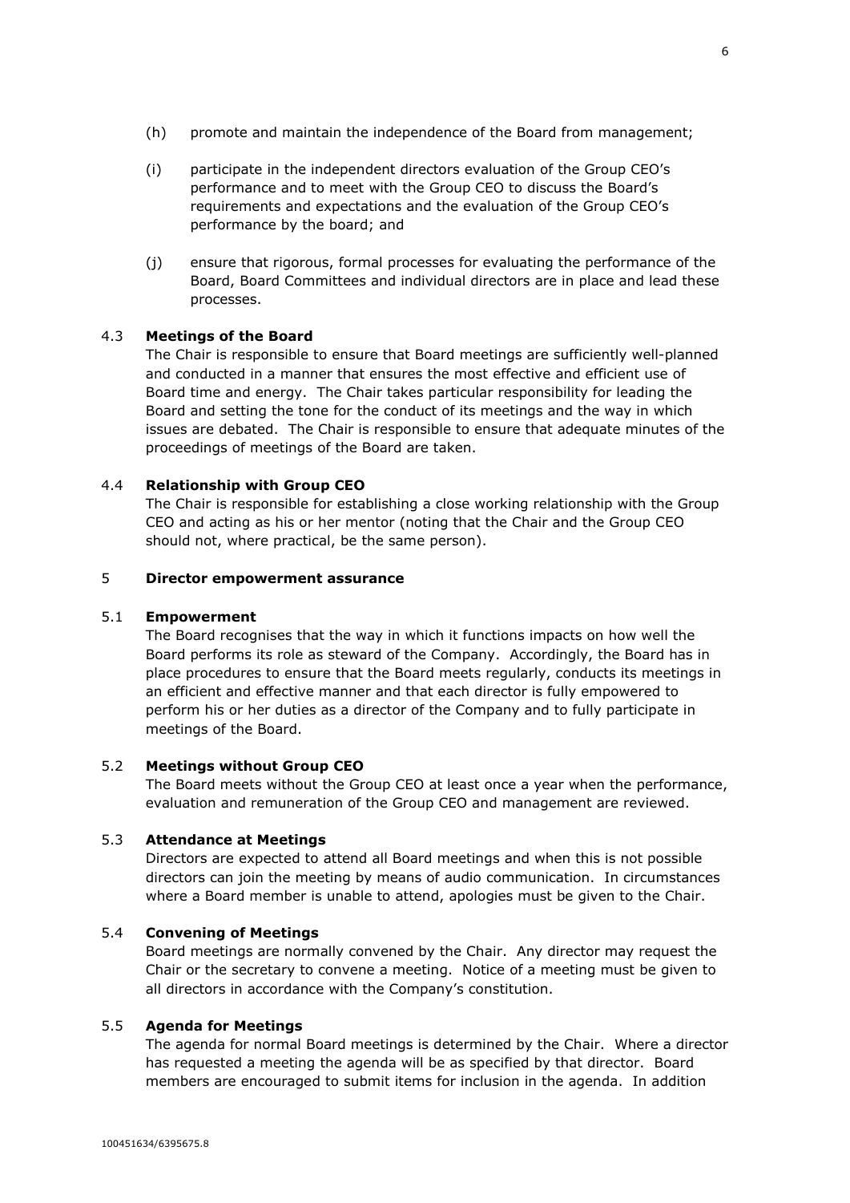(h) promote and maintain the independence of the Board from management;

(i) participate in the independent directors evaluation of the Group CEO's performance and to meet with the Group CEO to discuss the Board's requirements and expectations and the evaluation of the Group CEO's performance by the board; and

(j) ensure that rigorous, formal processes for evaluating the performance of the Board, Board Committees and individual directors are in place and lead these processes.

### 4.3 Meetings of the Board

The Chair is responsible to ensure that Board meetings are sufficiently well-planned and conducted in a manner that ensures the most effective and efficient use of Board time and energy. The Chair takes particular responsibility for leading the Board and setting the tone for the conduct of its meetings and the way in which issues are debated. The Chair is responsible to ensure that adequate minutes of the proceedings of meetings of the Board are taken.

### 4.4 Relationship with Group CEO

The Chair is responsible for establishing a close working relationship with the Group CEO and acting as his or her mentor (noting that the Chair and the Group CEO should not, where practical, be the same person).

## 5 Director empowerment assurance

### 5.1 Empowerment

The Board recognises that the way in which it functions impacts on how well the Board performs its role as steward of the Company. Accordingly, the Board has in place procedures to ensure that the Board meets regularly, conducts its meetings in an efficient and effective manner and that each director is fully empowered to perform his or her duties as a director of the Company and to fully participate in meetings of the Board.

### 5.2 Meetings without Group CEO

The Board meets without the Group CEO at least once a year when the performance, evaluation and remuneration of the Group CEO and management are reviewed.

### 5.3 Attendance at Meetings

Directors are expected to attend all Board meetings and when this is not possible directors can join the meeting by means of audio communication. In circumstances where a Board member is unable to attend, apologies must be given to the Chair.

### 5.4 Convening of Meetings

Board meetings are normally convened by the Chair. Any director may request the Chair or the secretary to convene a meeting. Notice of a meeting must be given to all directors in accordance with the Company's constitution.

### 5.5 Agenda for Meetings

The agenda for normal Board meetings is determined by the Chair. Where a director has requested a meeting the agenda will be as specified by that director. Board members are encouraged to submit items for inclusion in the agenda. In addition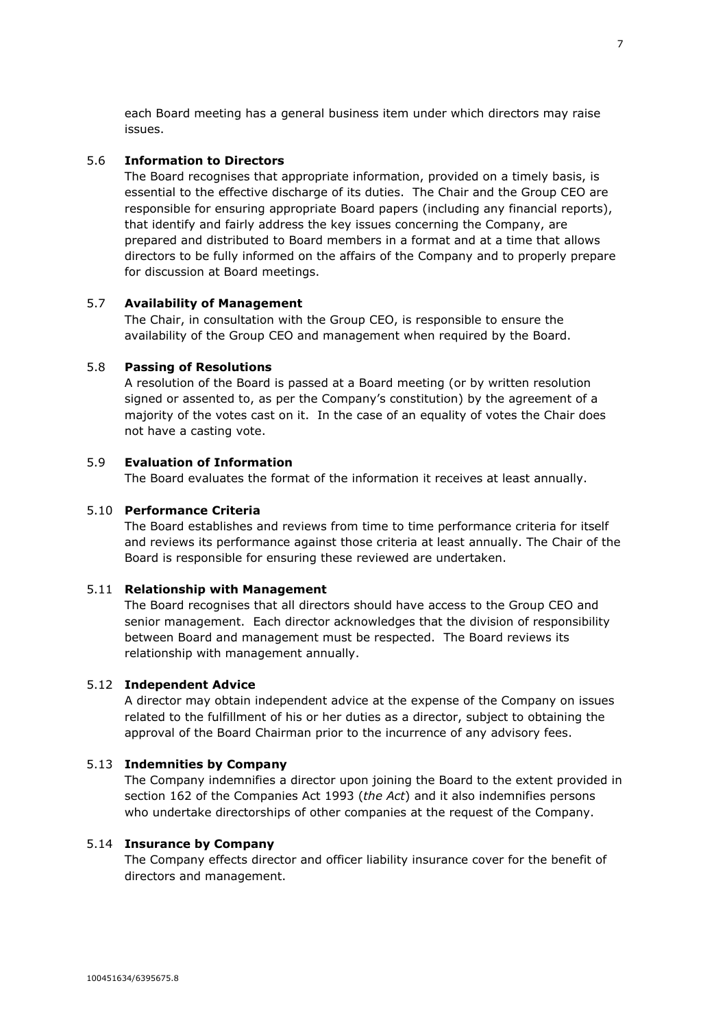each Board meeting has a general business item under which directors may raise issues.

### 5.6 **Information to Directors**

The Board recognises that appropriate information, provided on a timely basis, is essential to the effective discharge of its duties. The Chair and the Group CEO are responsible for ensuring appropriate Board papers (including any financial reports), that identify and fairly address the key issues concerning the Company, are prepared and distributed to Board members in a format and at a time that allows directors to be fully informed on the affairs of the Company and to properly prepare for discussion at Board meetings.

### 5.7 **Availability of Management**

The Chair, in consultation with the Group CEO, is responsible to ensure the availability of the Group CEO and management when required by the Board.

### 5.8 **Passing of Resolutions**

A resolution of the Board is passed at a Board meeting (or by written resolution signed or assented to, as per the Company's constitution) by the agreement of a majority of the votes cast on it. In the case of an equality of votes the Chair does not have a casting vote.

### 5.9 **Evaluation of Information**

The Board evaluates the format of the information it receives at least annually.

### 5.10 **Performance Criteria**

The Board establishes and reviews from time to time performance criteria for itself and reviews its performance against those criteria at least annually. The Chair of the Board is responsible for ensuring these reviewed are undertaken.

### 5.11 **Relationship with Management**

The Board recognises that all directors should have access to the Group CEO and senior management. Each director acknowledges that the division of responsibility between Board and management must be respected. The Board reviews its relationship with management annually.

### 5.12 **Independent Advice**

A director may obtain independent advice at the expense of the Company on issues related to the fulfillment of his or her duties as a director, subject to obtaining the approval of the Board Chairman prior to the incurrence of any advisory fees.

### 5.13 **Indemnities by Company**

The Company indemnifies a director upon joining the Board to the extent provided in section 162 of the Companies Act 1993 (*the Act*) and it also indemnifies persons who undertake directorships of other companies at the request of the Company.

### 5.14 **Insurance by Company**

The Company effects director and officer liability insurance cover for the benefit of directors and management.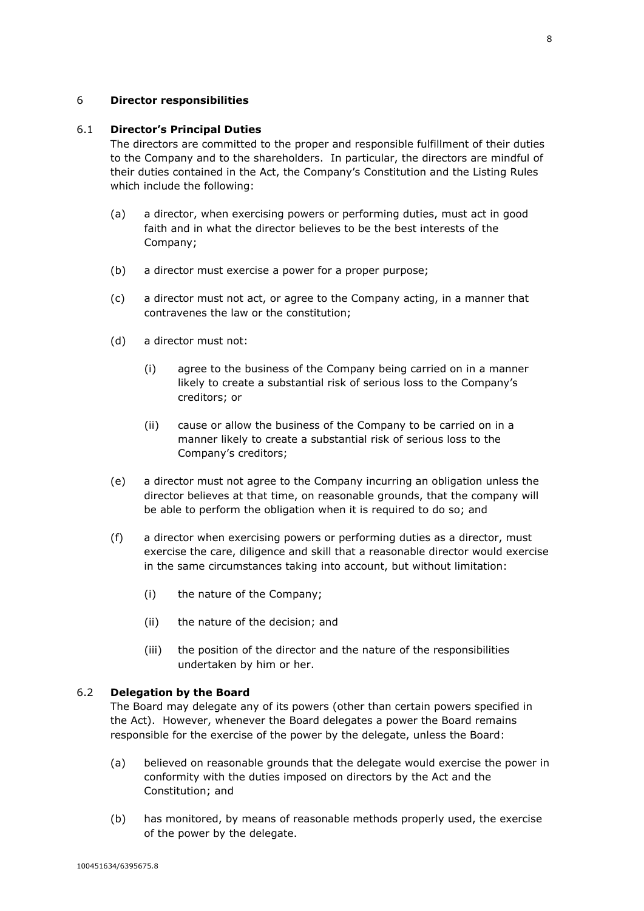## 6 Director responsibilities

### 6.1 Director's Principal Duties

The directors are committed to the proper and responsible fulfillment of their duties to the Company and to the shareholders. In particular, the directors are mindful of their duties contained in the Act, the Company's Constitution and the Listing Rules which include the following:

(a) a director, when exercising powers or performing duties, must act in good faith and in what the director believes to be the best interests of the Company;

(b) a director must exercise a power for a proper purpose;

(c) a director must not act, or agree to the Company acting, in a manner that contravenes the law or the constitution;

(d) a director must not:

   (i) agree to the business of the Company being carried on in a manner likely to create a substantial risk of serious loss to the Company's creditors; or

   (ii) cause or allow the business of the Company to be carried on in a manner likely to create a substantial risk of serious loss to the Company's creditors;

(e) a director must not agree to the Company incurring an obligation unless the director believes at that time, on reasonable grounds, that the company will be able to perform the obligation when it is required to do so; and

(f) a director when exercising powers or performing duties as a director, must exercise the care, diligence and skill that a reasonable director would exercise in the same circumstances taking into account, but without limitation:

   (i) the nature of the Company;

   (ii) the nature of the decision; and

   (iii) the position of the director and the nature of the responsibilities undertaken by him or her.

### 6.2 Delegation by the Board

The Board may delegate any of its powers (other than certain powers specified in the Act). However, whenever the Board delegates a power the Board remains responsible for the exercise of the power by the delegate, unless the Board:

(a) believed on reasonable grounds that the delegate would exercise the power in conformity with the duties imposed on directors by the Act and the Constitution; and

(b) has monitored, by means of reasonable methods properly used, the exercise of the power by the delegate.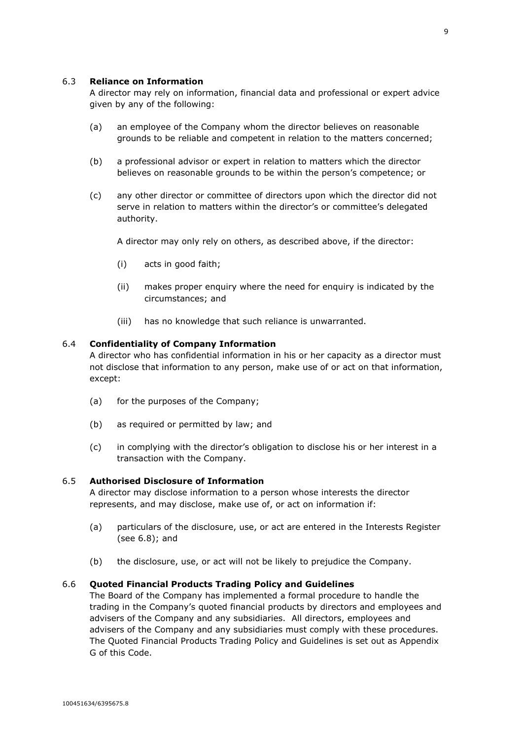### 6.3 Reliance on Information

A director may rely on information, financial data and professional or expert advice given by any of the following:

(a) an employee of the Company whom the director believes on reasonable grounds to be reliable and competent in relation to the matters concerned;

(b) a professional advisor or expert in relation to matters which the director believes on reasonable grounds to be within the person's competence; or

(c) any other director or committee of directors upon which the director did not serve in relation to matters within the director's or committee's delegated authority.

A director may only rely on others, as described above, if the director:

(i) acts in good faith;

(ii) makes proper enquiry where the need for enquiry is indicated by the circumstances; and

(iii) has no knowledge that such reliance is unwarranted.

### 6.4 Confidentiality of Company Information

A director who has confidential information in his or her capacity as a director must not disclose that information to any person, make use of or act on that information, except:

(a) for the purposes of the Company;

(b) as required or permitted by law; and

(c) in complying with the director's obligation to disclose his or her interest in a transaction with the Company.

### 6.5 Authorised Disclosure of Information

A director may disclose information to a person whose interests the director represents, and may disclose, make use of, or act on information if:

(a) particulars of the disclosure, use, or act are entered in the Interests Register (see 6.8); and

(b) the disclosure, use, or act will not be likely to prejudice the Company.

### 6.6 Quoted Financial Products Trading Policy and Guidelines

The Board of the Company has implemented a formal procedure to handle the trading in the Company's quoted financial products by directors and employees and advisers of the Company and any subsidiaries. All directors, employees and advisers of the Company and any subsidiaries must comply with these procedures. The Quoted Financial Products Trading Policy and Guidelines is set out as Appendix G of this Code.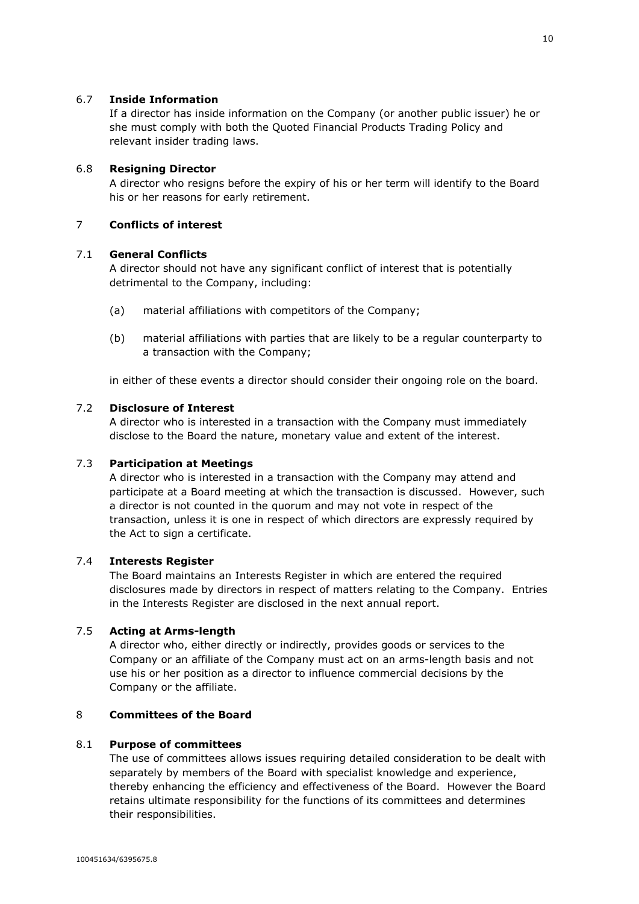### 6.7 Inside Information

If a director has inside information on the Company (or another public issuer) he or she must comply with both the Quoted Financial Products Trading Policy and relevant insider trading laws.

### 6.8 Resigning Director

A director who resigns before the expiry of his or her term will identify to the Board his or her reasons for early retirement.

## 7 Conflicts of interest

### 7.1 General Conflicts

A director should not have any significant conflict of interest that is potentially detrimental to the Company, including:

(a) material affiliations with competitors of the Company;

(b) material affiliations with parties that are likely to be a regular counterparty to a transaction with the Company;

in either of these events a director should consider their ongoing role on the board.

### 7.2 Disclosure of Interest

A director who is interested in a transaction with the Company must immediately disclose to the Board the nature, monetary value and extent of the interest.

### 7.3 Participation at Meetings

A director who is interested in a transaction with the Company may attend and participate at a Board meeting at which the transaction is discussed. However, such a director is not counted in the quorum and may not vote in respect of the transaction, unless it is one in respect of which directors are expressly required by the Act to sign a certificate.

### 7.4 Interests Register

The Board maintains an Interests Register in which are entered the required disclosures made by directors in respect of matters relating to the Company. Entries in the Interests Register are disclosed in the next annual report.

### 7.5 Acting at Arms-length

A director who, either directly or indirectly, provides goods or services to the Company or an affiliate of the Company must act on an arms-length basis and not use his or her position as a director to influence commercial decisions by the Company or the affiliate.

## 8 Committees of the Board

### 8.1 Purpose of committees

The use of committees allows issues requiring detailed consideration to be dealt with separately by members of the Board with specialist knowledge and experience, thereby enhancing the efficiency and effectiveness of the Board. However the Board retains ultimate responsibility for the functions of its committees and determines their responsibilities.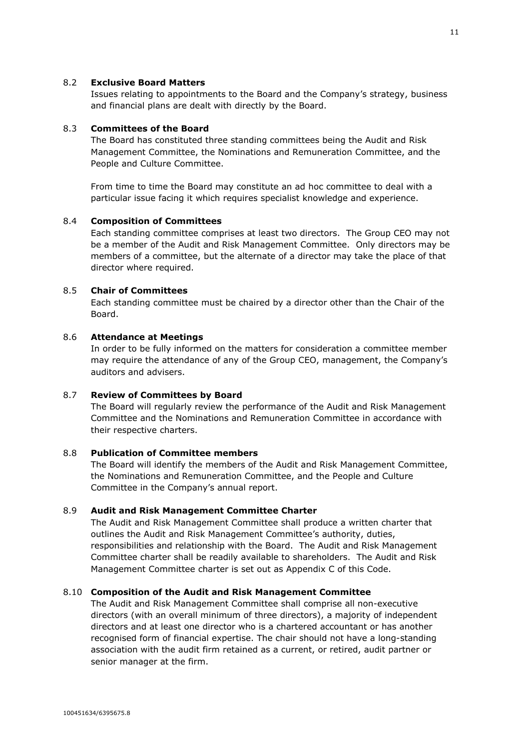### 8.2 **Exclusive Board Matters**

Issues relating to appointments to the Board and the Company's strategy, business and financial plans are dealt with directly by the Board.

### 8.3 **Committees of the Board**

The Board has constituted three standing committees being the Audit and Risk Management Committee, the Nominations and Remuneration Committee, and the People and Culture Committee.

From time to time the Board may constitute an ad hoc committee to deal with a particular issue facing it which requires specialist knowledge and experience.

### 8.4 **Composition of Committees**

Each standing committee comprises at least two directors. The Group CEO may not be a member of the Audit and Risk Management Committee. Only directors may be members of a committee, but the alternate of a director may take the place of that director where required.

### 8.5 **Chair of Committees**

Each standing committee must be chaired by a director other than the Chair of the Board.

### 8.6 **Attendance at Meetings**

In order to be fully informed on the matters for consideration a committee member may require the attendance of any of the Group CEO, management, the Company's auditors and advisers.

### 8.7 **Review of Committees by Board**

The Board will regularly review the performance of the Audit and Risk Management Committee and the Nominations and Remuneration Committee in accordance with their respective charters.

### 8.8 **Publication of Committee members**

The Board will identify the members of the Audit and Risk Management Committee, the Nominations and Remuneration Committee, and the People and Culture Committee in the Company's annual report.

### 8.9 **Audit and Risk Management Committee Charter**

The Audit and Risk Management Committee shall produce a written charter that outlines the Audit and Risk Management Committee's authority, duties, responsibilities and relationship with the Board. The Audit and Risk Management Committee charter shall be readily available to shareholders. The Audit and Risk Management Committee charter is set out as Appendix C of this Code.

### 8.10 **Composition of the Audit and Risk Management Committee**

The Audit and Risk Management Committee shall comprise all non-executive directors (with an overall minimum of three directors), a majority of independent directors and at least one director who is a chartered accountant or has another recognised form of financial expertise. The chair should not have a long-standing association with the audit firm retained as a current, or retired, audit partner or senior manager at the firm.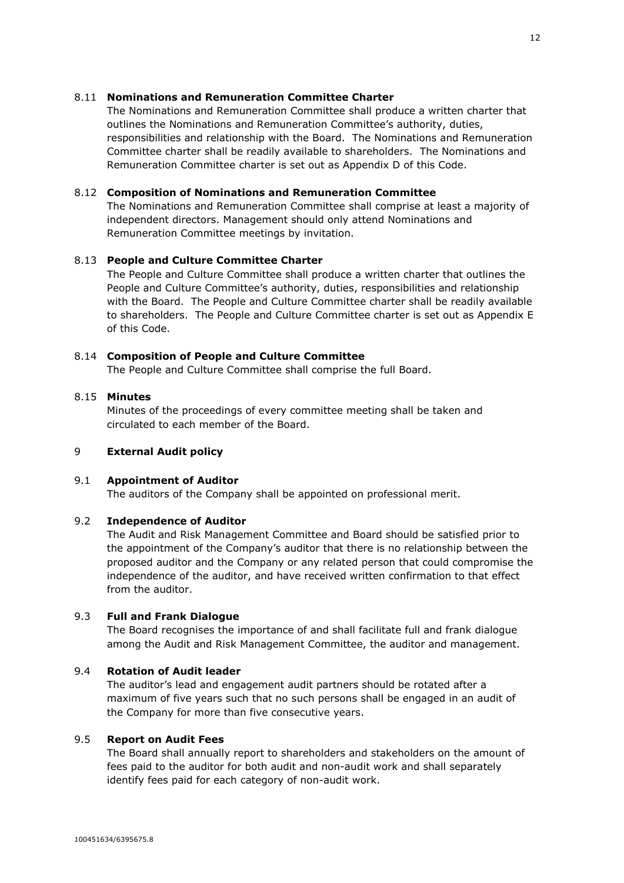### 8.11 Nominations and Remuneration Committee Charter

The Nominations and Remuneration Committee shall produce a written charter that outlines the Nominations and Remuneration Committee's authority, duties, responsibilities and relationship with the Board. The Nominations and Remuneration Committee charter shall be readily available to shareholders. The Nominations and Remuneration Committee charter is set out as Appendix D of this Code.

### 8.12 Composition of Nominations and Remuneration Committee

The Nominations and Remuneration Committee shall comprise at least a majority of independent directors. Management should only attend Nominations and Remuneration Committee meetings by invitation.

### 8.13 People and Culture Committee Charter

The People and Culture Committee shall produce a written charter that outlines the People and Culture Committee's authority, duties, responsibilities and relationship with the Board. The People and Culture Committee charter shall be readily available to shareholders. The People and Culture Committee charter is set out as Appendix E of this Code.

### 8.14 Composition of People and Culture Committee

The People and Culture Committee shall comprise the full Board.

### 8.15 Minutes

Minutes of the proceedings of every committee meeting shall be taken and circulated to each member of the Board.

## 9 External Audit policy

### 9.1 Appointment of Auditor

The auditors of the Company shall be appointed on professional merit.

### 9.2 Independence of Auditor

The Audit and Risk Management Committee and Board should be satisfied prior to the appointment of the Company's auditor that there is no relationship between the proposed auditor and the Company or any related person that could compromise the independence of the auditor, and have received written confirmation to that effect from the auditor.

### 9.3 Full and Frank Dialogue

The Board recognises the importance of and shall facilitate full and frank dialogue among the Audit and Risk Management Committee, the auditor and management.

### 9.4 Rotation of Audit leader

The auditor's lead and engagement audit partners should be rotated after a maximum of five years such that no such persons shall be engaged in an audit of the Company for more than five consecutive years.

### 9.5 Report on Audit Fees

The Board shall annually report to shareholders and stakeholders on the amount of fees paid to the auditor for both audit and non-audit work and shall separately identify fees paid for each category of non-audit work.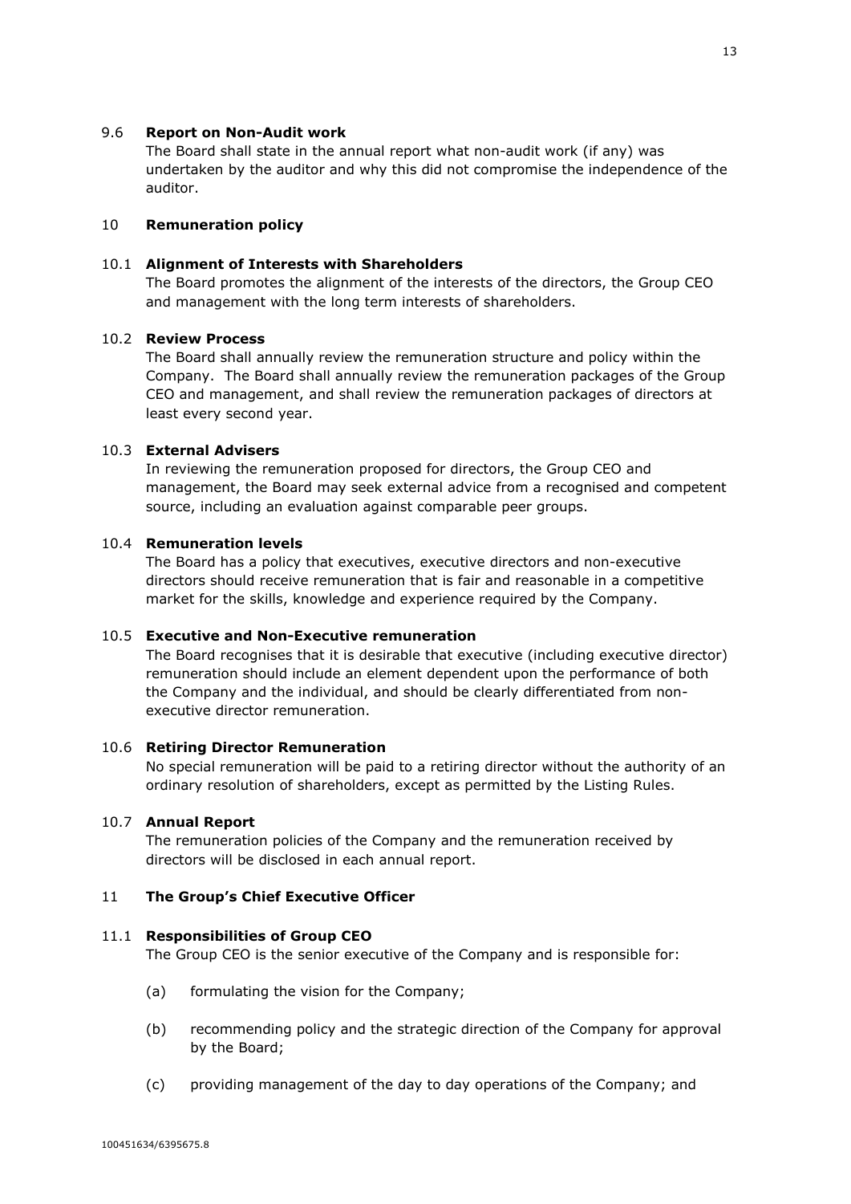### 9.6 Report on Non-Audit work

The Board shall state in the annual report what non-audit work (if any) was undertaken by the auditor and why this did not compromise the independence of the auditor.

## 10 Remuneration policy

### 10.1 Alignment of Interests with Shareholders

The Board promotes the alignment of the interests of the directors, the Group CEO and management with the long term interests of shareholders.

### 10.2 Review Process

The Board shall annually review the remuneration structure and policy within the Company. The Board shall annually review the remuneration packages of the Group CEO and management, and shall review the remuneration packages of directors at least every second year.

### 10.3 External Advisers

In reviewing the remuneration proposed for directors, the Group CEO and management, the Board may seek external advice from a recognised and competent source, including an evaluation against comparable peer groups.

### 10.4 Remuneration levels

The Board has a policy that executives, executive directors and non-executive directors should receive remuneration that is fair and reasonable in a competitive market for the skills, knowledge and experience required by the Company.

### 10.5 Executive and Non-Executive remuneration

The Board recognises that it is desirable that executive (including executive director) remuneration should include an element dependent upon the performance of both the Company and the individual, and should be clearly differentiated from non-executive director remuneration.

### 10.6 Retiring Director Remuneration

No special remuneration will be paid to a retiring director without the authority of an ordinary resolution of shareholders, except as permitted by the Listing Rules.

### 10.7 Annual Report

The remuneration policies of the Company and the remuneration received by directors will be disclosed in each annual report.

## 11 The Group's Chief Executive Officer

### 11.1 Responsibilities of Group CEO

The Group CEO is the senior executive of the Company and is responsible for:

(a) formulating the vision for the Company;

(b) recommending policy and the strategic direction of the Company for approval by the Board;

(c) providing management of the day to day operations of the Company; and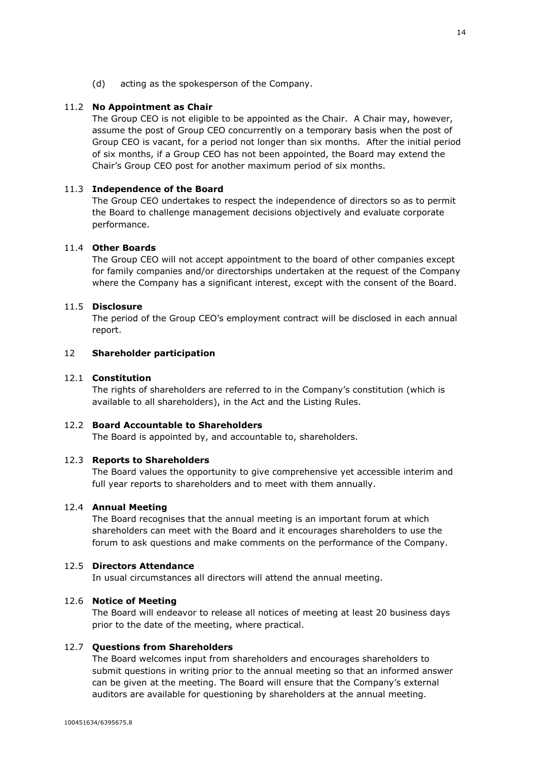(d) acting as the spokesperson of the Company.

### 11.2 **No Appointment as Chair**

The Group CEO is not eligible to be appointed as the Chair. A Chair may, however, assume the post of Group CEO concurrently on a temporary basis when the post of Group CEO is vacant, for a period not longer than six months. After the initial period of six months, if a Group CEO has not been appointed, the Board may extend the Chair's Group CEO post for another maximum period of six months.

### 11.3 **Independence of the Board**

The Group CEO undertakes to respect the independence of directors so as to permit the Board to challenge management decisions objectively and evaluate corporate performance.

### 11.4 **Other Boards**

The Group CEO will not accept appointment to the board of other companies except for family companies and/or directorships undertaken at the request of the Company where the Company has a significant interest, except with the consent of the Board.

### 11.5 **Disclosure**

The period of the Group CEO's employment contract will be disclosed in each annual report.

## 12 **Shareholder participation**

### 12.1 **Constitution**

The rights of shareholders are referred to in the Company's constitution (which is available to all shareholders), in the Act and the Listing Rules.

### 12.2 **Board Accountable to Shareholders**

The Board is appointed by, and accountable to, shareholders.

### 12.3 **Reports to Shareholders**

The Board values the opportunity to give comprehensive yet accessible interim and full year reports to shareholders and to meet with them annually.

### 12.4 **Annual Meeting**

The Board recognises that the annual meeting is an important forum at which shareholders can meet with the Board and it encourages shareholders to use the forum to ask questions and make comments on the performance of the Company.

### 12.5 **Directors Attendance**

In usual circumstances all directors will attend the annual meeting.

### 12.6 **Notice of Meeting**

The Board will endeavor to release all notices of meeting at least 20 business days prior to the date of the meeting, where practical.

### 12.7 **Questions from Shareholders**

The Board welcomes input from shareholders and encourages shareholders to submit questions in writing prior to the annual meeting so that an informed answer can be given at the meeting. The Board will ensure that the Company's external auditors are available for questioning by shareholders at the annual meeting.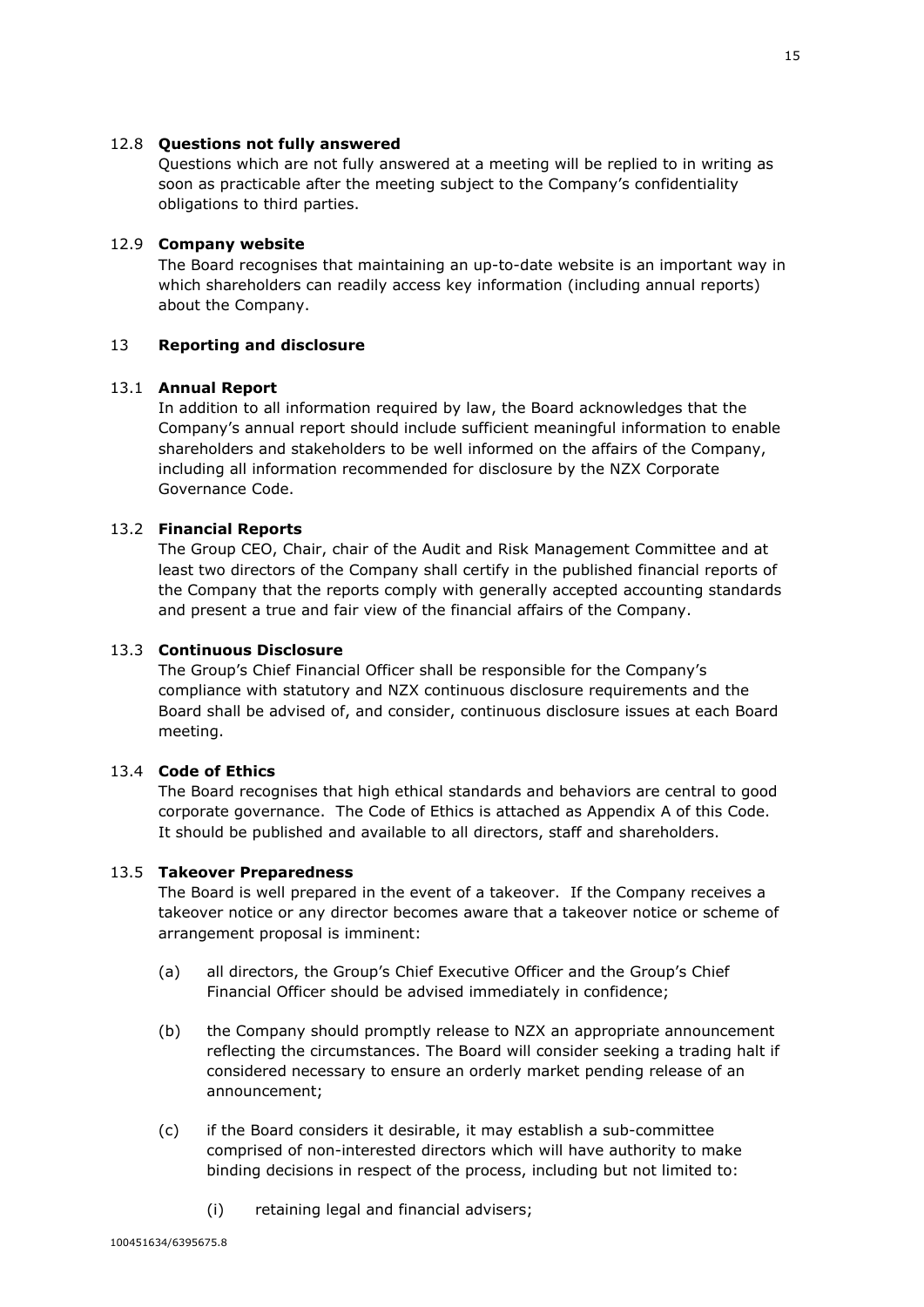### 12.8 **Questions not fully answered**

Questions which are not fully answered at a meeting will be replied to in writing as soon as practicable after the meeting subject to the Company's confidentiality obligations to third parties.

### 12.9 **Company website**

The Board recognises that maintaining an up-to-date website is an important way in which shareholders can readily access key information (including annual reports) about the Company.

## 13 **Reporting and disclosure**

### 13.1 **Annual Report**

In addition to all information required by law, the Board acknowledges that the Company's annual report should include sufficient meaningful information to enable shareholders and stakeholders to be well informed on the affairs of the Company, including all information recommended for disclosure by the NZX Corporate Governance Code.

### 13.2 **Financial Reports**

The Group CEO, Chair, chair of the Audit and Risk Management Committee and at least two directors of the Company shall certify in the published financial reports of the Company that the reports comply with generally accepted accounting standards and present a true and fair view of the financial affairs of the Company.

### 13.3 **Continuous Disclosure**

The Group's Chief Financial Officer shall be responsible for the Company's compliance with statutory and NZX continuous disclosure requirements and the Board shall be advised of, and consider, continuous disclosure issues at each Board meeting.

### 13.4 **Code of Ethics**

The Board recognises that high ethical standards and behaviors are central to good corporate governance. The Code of Ethics is attached as Appendix A of this Code. It should be published and available to all directors, staff and shareholders.

### 13.5 **Takeover Preparedness**

The Board is well prepared in the event of a takeover. If the Company receives a takeover notice or any director becomes aware that a takeover notice or scheme of arrangement proposal is imminent:

(a) all directors, the Group's Chief Executive Officer and the Group's Chief Financial Officer should be advised immediately in confidence;

(b) the Company should promptly release to NZX an appropriate announcement reflecting the circumstances. The Board will consider seeking a trading halt if considered necessary to ensure an orderly market pending release of an announcement;

(c) if the Board considers it desirable, it may establish a sub-committee comprised of non-interested directors which will have authority to make binding decisions in respect of the process, including but not limited to:

   (i) retaining legal and financial advisers;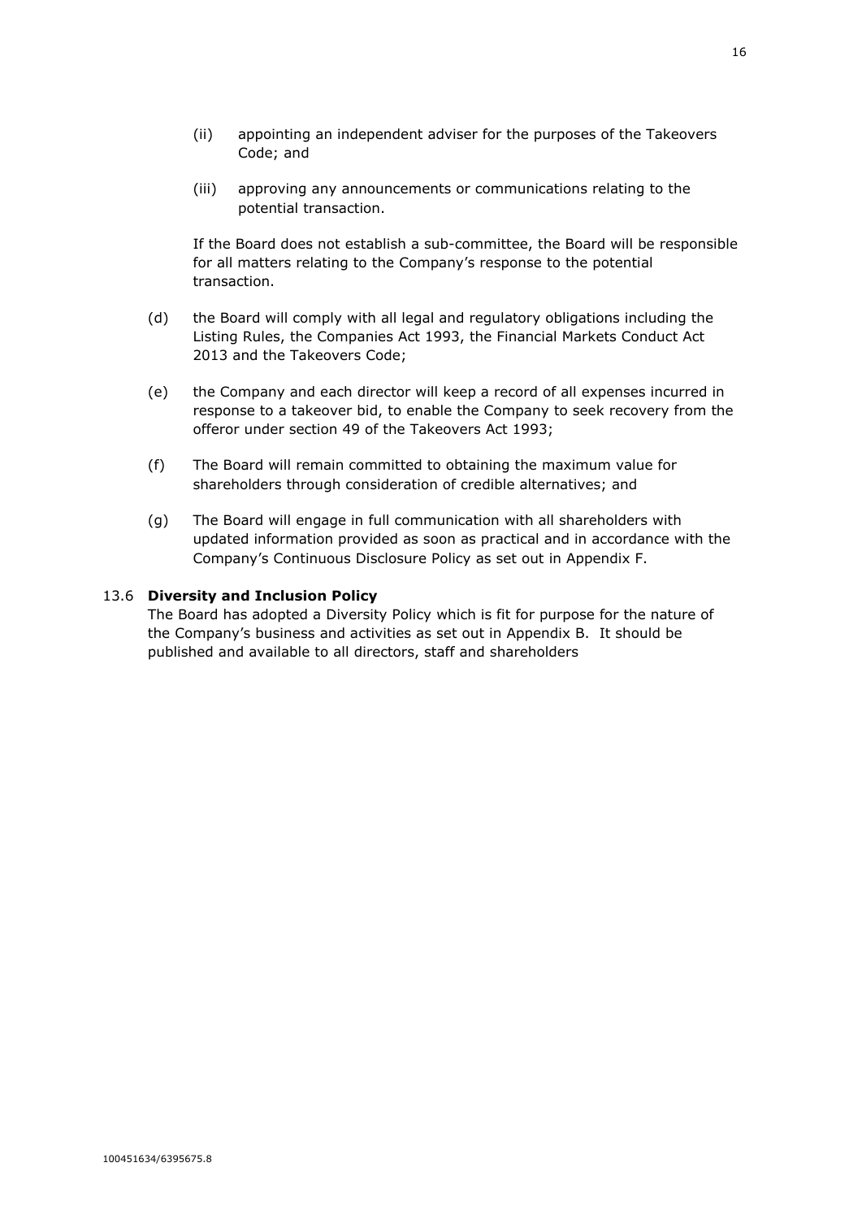(ii) appointing an independent adviser for the purposes of the Takeovers Code; and

(iii) approving any announcements or communications relating to the potential transaction.

If the Board does not establish a sub-committee, the Board will be responsible for all matters relating to the Company's response to the potential transaction.

(d) the Board will comply with all legal and regulatory obligations including the Listing Rules, the Companies Act 1993, the Financial Markets Conduct Act 2013 and the Takeovers Code;

(e) the Company and each director will keep a record of all expenses incurred in response to a takeover bid, to enable the Company to seek recovery from the offeror under section 49 of the Takeovers Act 1993;

(f) The Board will remain committed to obtaining the maximum value for shareholders through consideration of credible alternatives; and

(g) The Board will engage in full communication with all shareholders with updated information provided as soon as practical and in accordance with the Company's Continuous Disclosure Policy as set out in Appendix F.

13.6 **Diversity and Inclusion Policy**

The Board has adopted a Diversity Policy which is fit for purpose for the nature of the Company's business and activities as set out in Appendix B. It should be published and available to all directors, staff and shareholders

100451634/6395675.8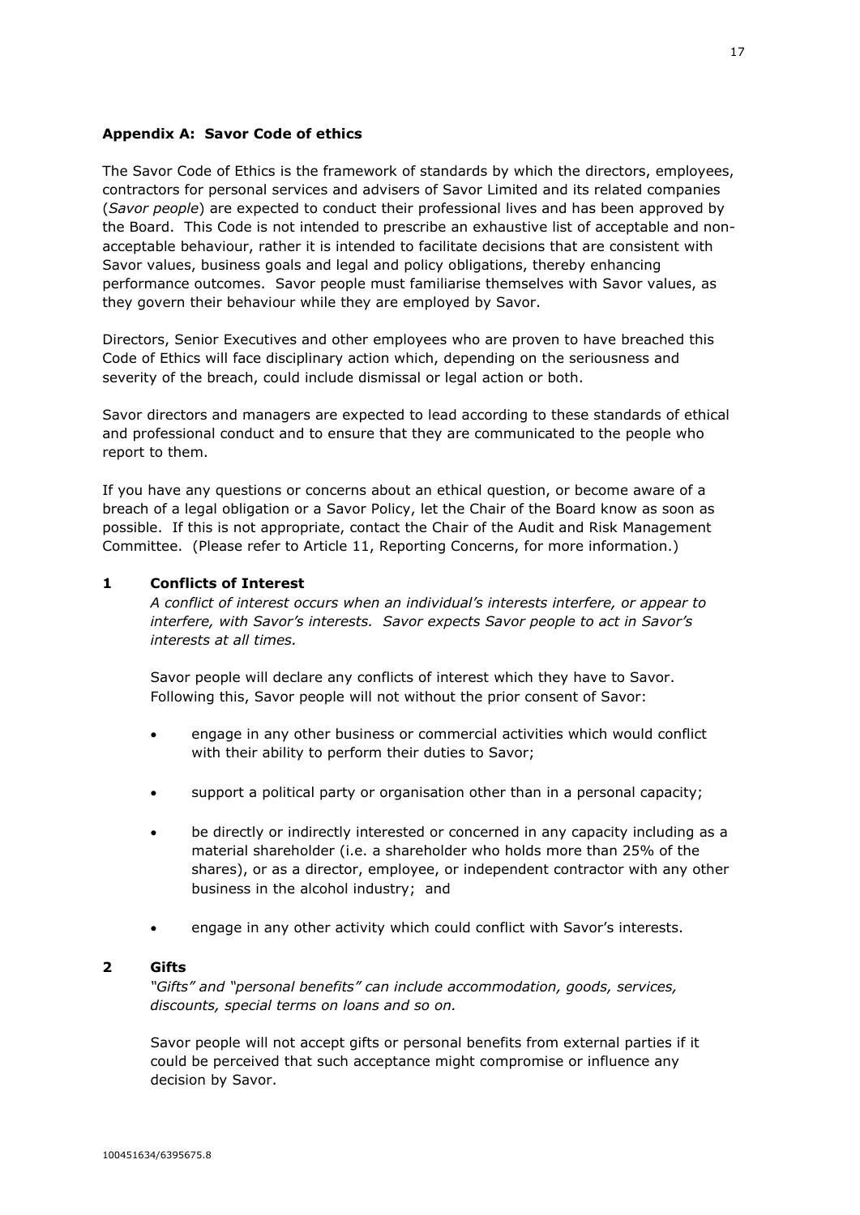### Appendix A: Savor Code of ethics

The Savor Code of Ethics is the framework of standards by which the directors, employees, contractors for personal services and advisers of Savor Limited and its related companies (*Savor people*) are expected to conduct their professional lives and has been approved by the Board. This Code is not intended to prescribe an exhaustive list of acceptable and non-acceptable behaviour, rather it is intended to facilitate decisions that are consistent with Savor values, business goals and legal and policy obligations, thereby enhancing performance outcomes. Savor people must familiarise themselves with Savor values, as they govern their behaviour while they are employed by Savor.

Directors, Senior Executives and other employees who are proven to have breached this Code of Ethics will face disciplinary action which, depending on the seriousness and severity of the breach, could include dismissal or legal action or both.

Savor directors and managers are expected to lead according to these standards of ethical and professional conduct and to ensure that they are communicated to the people who report to them.

If you have any questions or concerns about an ethical question, or become aware of a breach of a legal obligation or a Savor Policy, let the Chair of the Board know as soon as possible. If this is not appropriate, contact the Chair of the Audit and Risk Management Committee. (Please refer to Article 11, Reporting Concerns, for more information.)

#### 1 Conflicts of Interest

*A conflict of interest occurs when an individual's interests interfere, or appear to interfere, with Savor's interests. Savor expects Savor people to act in Savor's interests at all times.*

Savor people will declare any conflicts of interest which they have to Savor. Following this, Savor people will not without the prior consent of Savor:

- engage in any other business or commercial activities which would conflict with their ability to perform their duties to Savor;
- support a political party or organisation other than in a personal capacity;
- be directly or indirectly interested or concerned in any capacity including as a material shareholder (i.e. a shareholder who holds more than 25% of the shares), or as a director, employee, or independent contractor with any other business in the alcohol industry; and
- engage in any other activity which could conflict with Savor's interests.

#### 2 Gifts

*"Gifts" and "personal benefits" can include accommodation, goods, services, discounts, special terms on loans and so on.*

Savor people will not accept gifts or personal benefits from external parties if it could be perceived that such acceptance might compromise or influence any decision by Savor.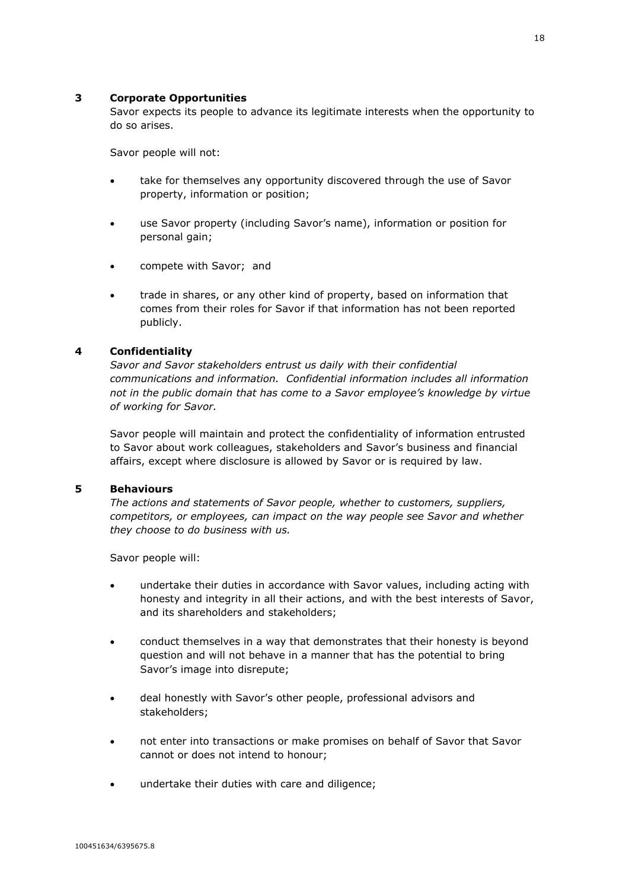## 3 Corporate Opportunities

Savor expects its people to advance its legitimate interests when the opportunity to do so arises.

Savor people will not:

- take for themselves any opportunity discovered through the use of Savor property, information or position;
- use Savor property (including Savor's name), information or position for personal gain;
- compete with Savor; and
- trade in shares, or any other kind of property, based on information that comes from their roles for Savor if that information has not been reported publicly.

## 4 Confidentiality

*Savor and Savor stakeholders entrust us daily with their confidential communications and information. Confidential information includes all information not in the public domain that has come to a Savor employee's knowledge by virtue of working for Savor.*

Savor people will maintain and protect the confidentiality of information entrusted to Savor about work colleagues, stakeholders and Savor's business and financial affairs, except where disclosure is allowed by Savor or is required by law.

## 5 Behaviours

*The actions and statements of Savor people, whether to customers, suppliers, competitors, or employees, can impact on the way people see Savor and whether they choose to do business with us.*

Savor people will:

- undertake their duties in accordance with Savor values, including acting with honesty and integrity in all their actions, and with the best interests of Savor, and its shareholders and stakeholders;
- conduct themselves in a way that demonstrates that their honesty is beyond question and will not behave in a manner that has the potential to bring Savor's image into disrepute;
- deal honestly with Savor's other people, professional advisors and stakeholders;
- not enter into transactions or make promises on behalf of Savor that Savor cannot or does not intend to honour;
- undertake their duties with care and diligence;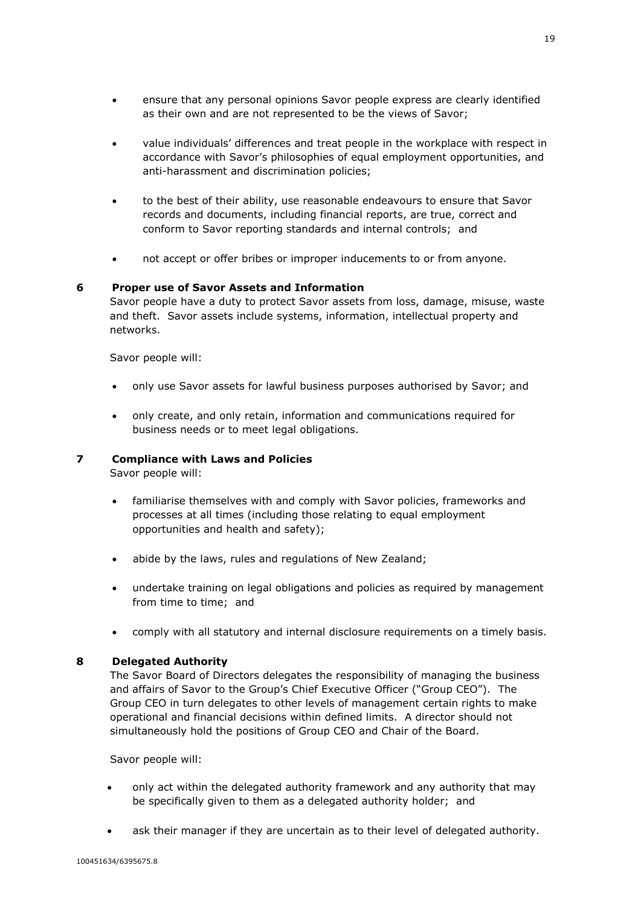- ensure that any personal opinions Savor people express are clearly identified as their own and are not represented to be the views of Savor;
- value individuals' differences and treat people in the workplace with respect in accordance with Savor's philosophies of equal employment opportunities, and anti-harassment and discrimination policies;
- to the best of their ability, use reasonable endeavours to ensure that Savor records and documents, including financial reports, are true, correct and conform to Savor reporting standards and internal controls; and
- not accept or offer bribes or improper inducements to or from anyone.

## 6 Proper use of Savor Assets and Information

Savor people have a duty to protect Savor assets from loss, damage, misuse, waste and theft. Savor assets include systems, information, intellectual property and networks.

Savor people will:

- only use Savor assets for lawful business purposes authorised by Savor; and
- only create, and only retain, information and communications required for business needs or to meet legal obligations.

## 7 Compliance with Laws and Policies

Savor people will:

- familiarise themselves with and comply with Savor policies, frameworks and processes at all times (including those relating to equal employment opportunities and health and safety);
- abide by the laws, rules and regulations of New Zealand;
- undertake training on legal obligations and policies as required by management from time to time; and
- comply with all statutory and internal disclosure requirements on a timely basis.

## 8 Delegated Authority

The Savor Board of Directors delegates the responsibility of managing the business and affairs of Savor to the Group's Chief Executive Officer ("Group CEO"). The Group CEO in turn delegates to other levels of management certain rights to make operational and financial decisions within defined limits. A director should not simultaneously hold the positions of Group CEO and Chair of the Board.

Savor people will:

- only act within the delegated authority framework and any authority that may be specifically given to them as a delegated authority holder; and
- ask their manager if they are uncertain as to their level of delegated authority.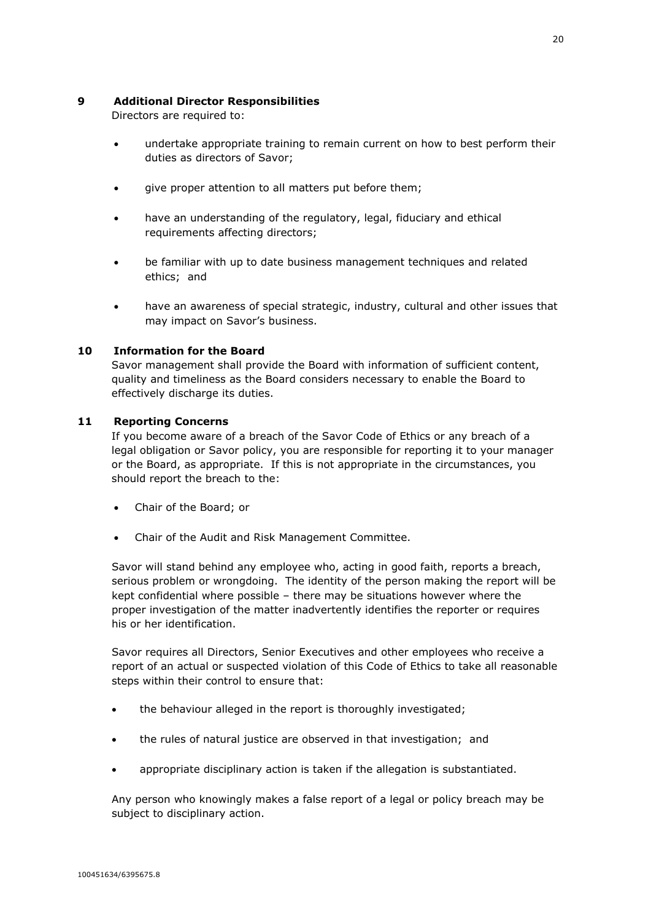## 9 Additional Director Responsibilities

Directors are required to:

- undertake appropriate training to remain current on how to best perform their duties as directors of Savor;
- give proper attention to all matters put before them;
- have an understanding of the regulatory, legal, fiduciary and ethical requirements affecting directors;
- be familiar with up to date business management techniques and related ethics; and
- have an awareness of special strategic, industry, cultural and other issues that may impact on Savor's business.

## 10 Information for the Board

Savor management shall provide the Board with information of sufficient content, quality and timeliness as the Board considers necessary to enable the Board to effectively discharge its duties.

## 11 Reporting Concerns

If you become aware of a breach of the Savor Code of Ethics or any breach of a legal obligation or Savor policy, you are responsible for reporting it to your manager or the Board, as appropriate. If this is not appropriate in the circumstances, you should report the breach to the:

- Chair of the Board; or
- Chair of the Audit and Risk Management Committee.

Savor will stand behind any employee who, acting in good faith, reports a breach, serious problem or wrongdoing. The identity of the person making the report will be kept confidential where possible – there may be situations however where the proper investigation of the matter inadvertently identifies the reporter or requires his or her identification.

Savor requires all Directors, Senior Executives and other employees who receive a report of an actual or suspected violation of this Code of Ethics to take all reasonable steps within their control to ensure that:

- the behaviour alleged in the report is thoroughly investigated;
- the rules of natural justice are observed in that investigation; and
- appropriate disciplinary action is taken if the allegation is substantiated.

Any person who knowingly makes a false report of a legal or policy breach may be subject to disciplinary action.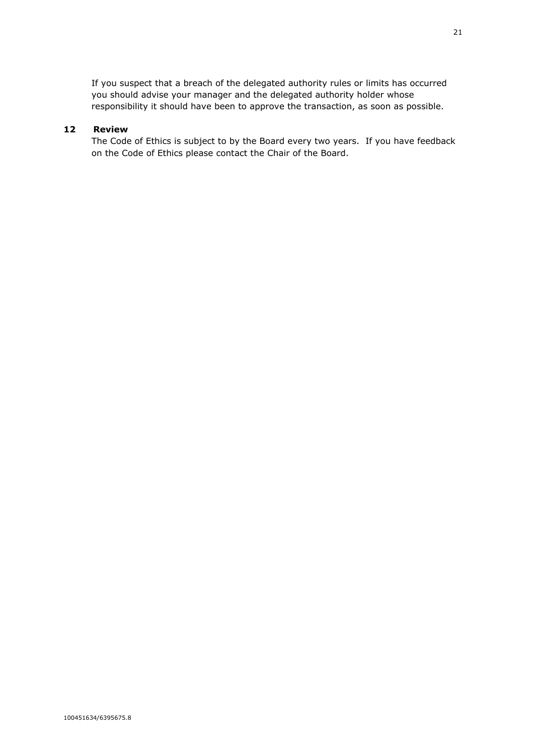If you suspect that a breach of the delegated authority rules or limits has occurred you should advise your manager and the delegated authority holder whose responsibility it should have been to approve the transaction, as soon as possible.

## 12 Review

The Code of Ethics is subject to by the Board every two years. If you have feedback on the Code of Ethics please contact the Chair of the Board.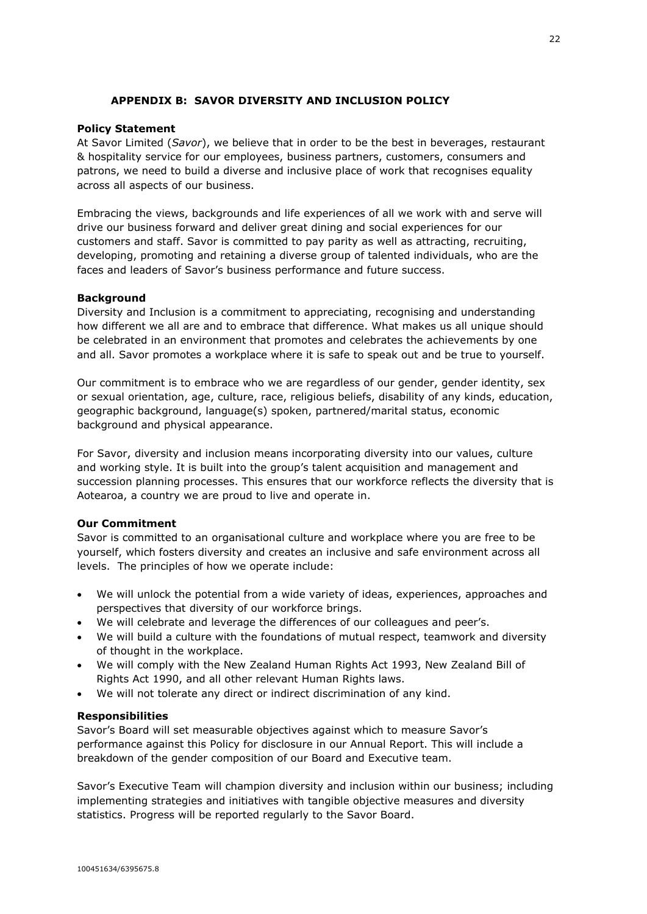## APPENDIX B: SAVOR DIVERSITY AND INCLUSION POLICY

**Policy Statement**

At Savor Limited (*Savor*), we believe that in order to be the best in beverages, restaurant & hospitality service for our employees, business partners, customers, consumers and patrons, we need to build a diverse and inclusive place of work that recognises equality across all aspects of our business.

Embracing the views, backgrounds and life experiences of all we work with and serve will drive our business forward and deliver great dining and social experiences for our customers and staff. Savor is committed to pay parity as well as attracting, recruiting, developing, promoting and retaining a diverse group of talented individuals, who are the faces and leaders of Savor's business performance and future success.

**Background**

Diversity and Inclusion is a commitment to appreciating, recognising and understanding how different we all are and to embrace that difference. What makes us all unique should be celebrated in an environment that promotes and celebrates the achievements by one and all. Savor promotes a workplace where it is safe to speak out and be true to yourself.

Our commitment is to embrace who we are regardless of our gender, gender identity, sex or sexual orientation, age, culture, race, religious beliefs, disability of any kinds, education, geographic background, language(s) spoken, partnered/marital status, economic background and physical appearance.

For Savor, diversity and inclusion means incorporating diversity into our values, culture and working style. It is built into the group's talent acquisition and management and succession planning processes. This ensures that our workforce reflects the diversity that is Aotearoa, a country we are proud to live and operate in.

**Our Commitment**

Savor is committed to an organisational culture and workplace where you are free to be yourself, which fosters diversity and creates an inclusive and safe environment across all levels. The principles of how we operate include:

- We will unlock the potential from a wide variety of ideas, experiences, approaches and perspectives that diversity of our workforce brings.
- We will celebrate and leverage the differences of our colleagues and peer's.
- We will build a culture with the foundations of mutual respect, teamwork and diversity of thought in the workplace.
- We will comply with the New Zealand Human Rights Act 1993, New Zealand Bill of Rights Act 1990, and all other relevant Human Rights laws.
- We will not tolerate any direct or indirect discrimination of any kind.

**Responsibilities**

Savor's Board will set measurable objectives against which to measure Savor's performance against this Policy for disclosure in our Annual Report. This will include a breakdown of the gender composition of our Board and Executive team.

Savor's Executive Team will champion diversity and inclusion within our business; including implementing strategies and initiatives with tangible objective measures and diversity statistics. Progress will be reported regularly to the Savor Board.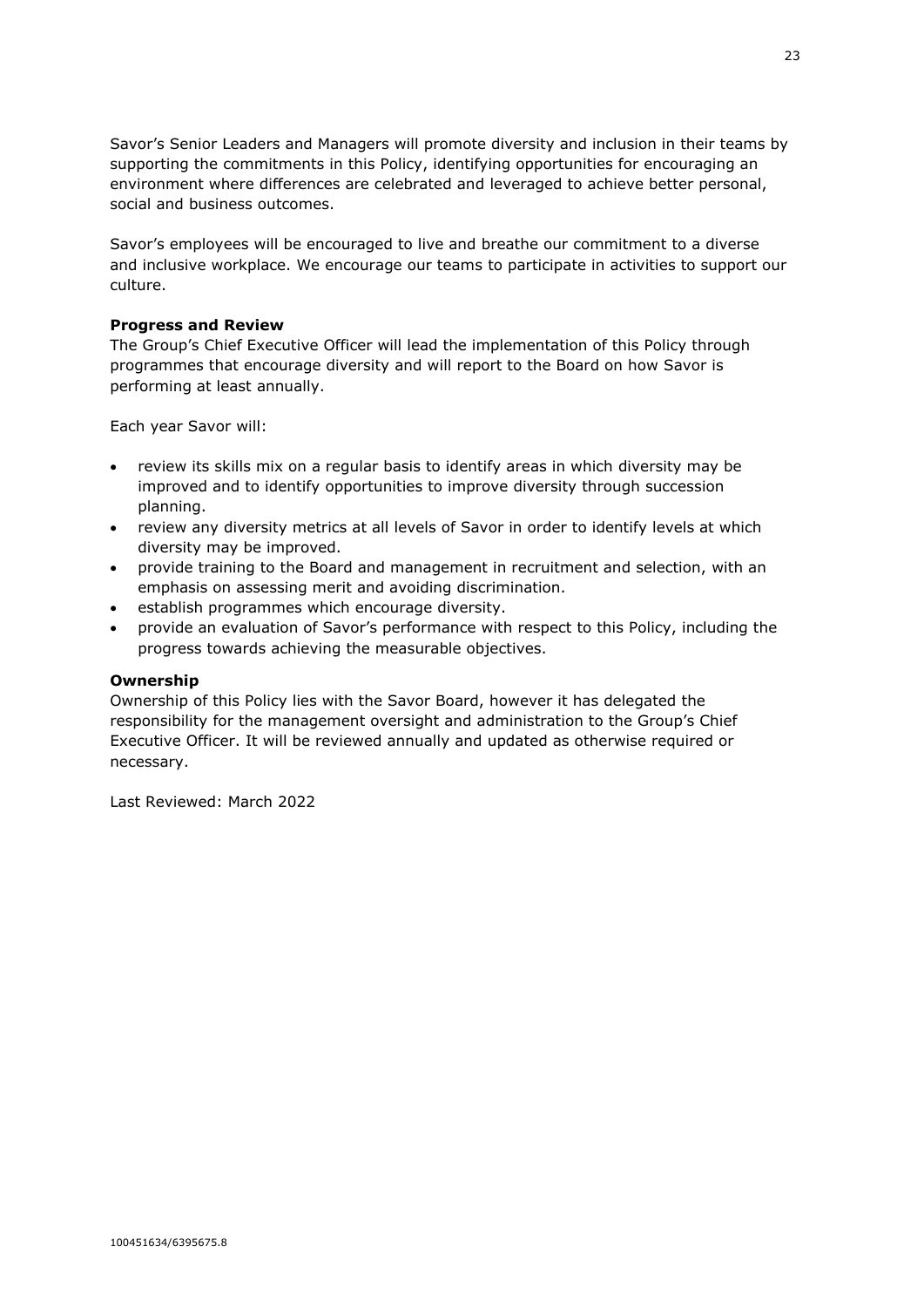Savor's Senior Leaders and Managers will promote diversity and inclusion in their teams by supporting the commitments in this Policy, identifying opportunities for encouraging an environment where differences are celebrated and leveraged to achieve better personal, social and business outcomes.

Savor's employees will be encouraged to live and breathe our commitment to a diverse and inclusive workplace. We encourage our teams to participate in activities to support our culture.

**Progress and Review**

The Group's Chief Executive Officer will lead the implementation of this Policy through programmes that encourage diversity and will report to the Board on how Savor is performing at least annually.

Each year Savor will:

- review its skills mix on a regular basis to identify areas in which diversity may be improved and to identify opportunities to improve diversity through succession planning.
- review any diversity metrics at all levels of Savor in order to identify levels at which diversity may be improved.
- provide training to the Board and management in recruitment and selection, with an emphasis on assessing merit and avoiding discrimination.
- establish programmes which encourage diversity.
- provide an evaluation of Savor's performance with respect to this Policy, including the progress towards achieving the measurable objectives.

**Ownership**

Ownership of this Policy lies with the Savor Board, however it has delegated the responsibility for the management oversight and administration to the Group's Chief Executive Officer. It will be reviewed annually and updated as otherwise required or necessary.

Last Reviewed: March 2022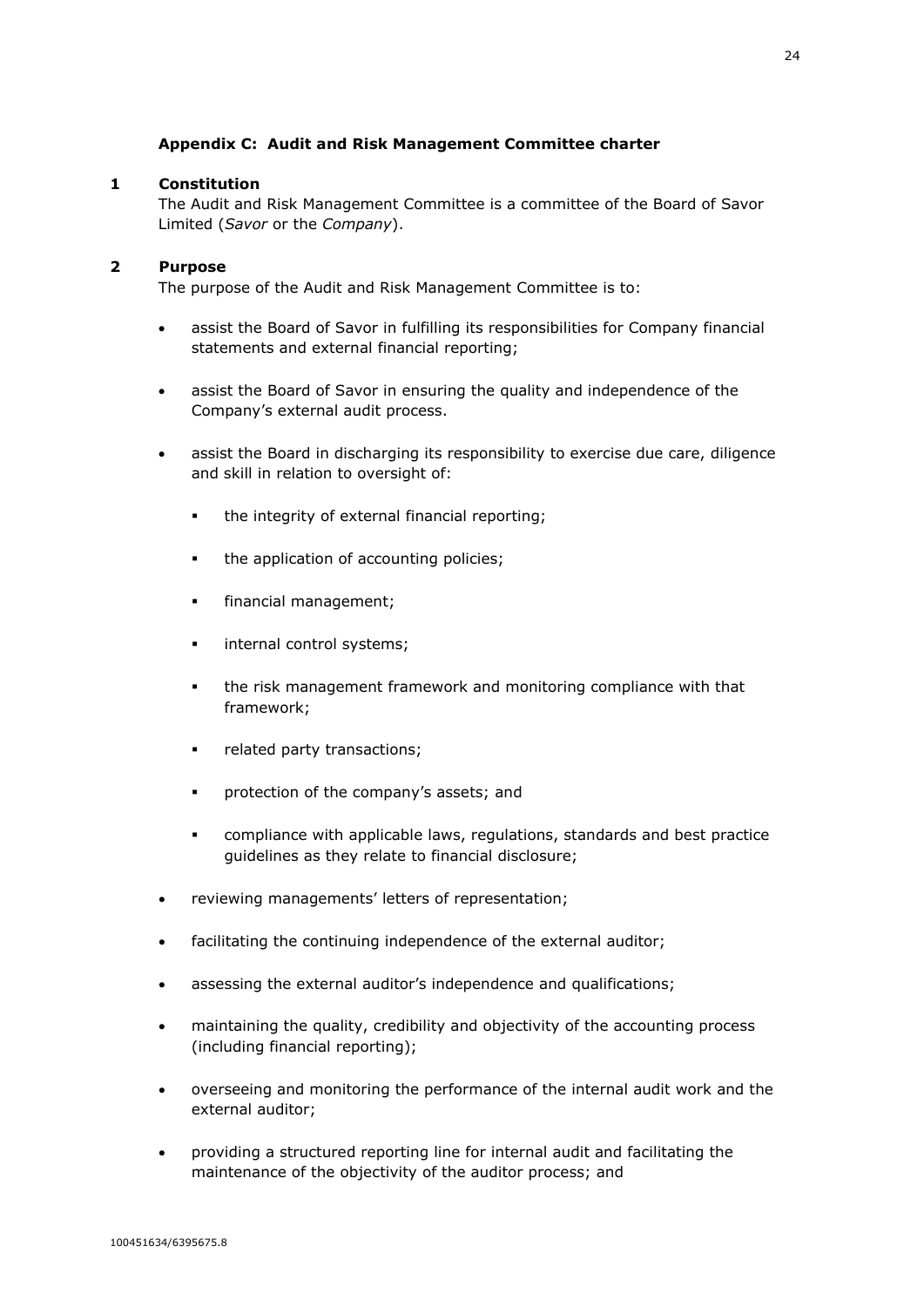### Appendix C: Audit and Risk Management Committee charter

**1 Constitution**

The Audit and Risk Management Committee is a committee of the Board of Savor Limited (*Savor* or the *Company*).

**2 Purpose**

The purpose of the Audit and Risk Management Committee is to:

- assist the Board of Savor in fulfilling its responsibilities for Company financial statements and external financial reporting;
- assist the Board of Savor in ensuring the quality and independence of the Company's external audit process.
- assist the Board in discharging its responsibility to exercise due care, diligence and skill in relation to oversight of:
  - the integrity of external financial reporting;
  - the application of accounting policies;
  - financial management;
  - internal control systems;
  - the risk management framework and monitoring compliance with that framework;
  - related party transactions;
  - protection of the company's assets; and
  - compliance with applicable laws, regulations, standards and best practice guidelines as they relate to financial disclosure;
- reviewing managements' letters of representation;
- facilitating the continuing independence of the external auditor;
- assessing the external auditor's independence and qualifications;
- maintaining the quality, credibility and objectivity of the accounting process (including financial reporting);
- overseeing and monitoring the performance of the internal audit work and the external auditor;
- providing a structured reporting line for internal audit and facilitating the maintenance of the objectivity of the auditor process; and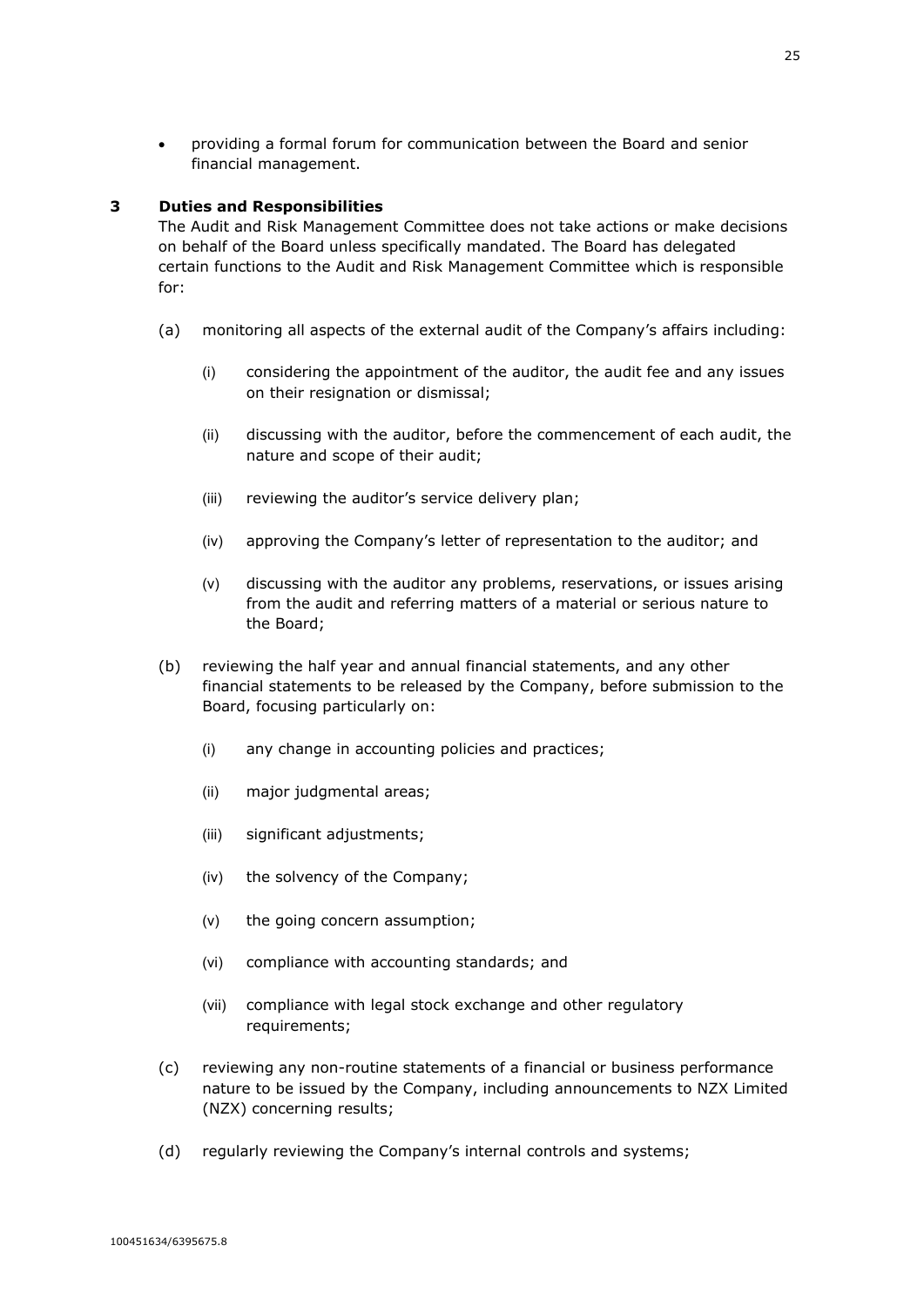- providing a formal forum for communication between the Board and senior financial management.

## 3 Duties and Responsibilities

The Audit and Risk Management Committee does not take actions or make decisions on behalf of the Board unless specifically mandated. The Board has delegated certain functions to the Audit and Risk Management Committee which is responsible for:

(a) monitoring all aspects of the external audit of the Company's affairs including:

  (i) considering the appointment of the auditor, the audit fee and any issues on their resignation or dismissal;

  (ii) discussing with the auditor, before the commencement of each audit, the nature and scope of their audit;

  (iii) reviewing the auditor's service delivery plan;

  (iv) approving the Company's letter of representation to the auditor; and

  (v) discussing with the auditor any problems, reservations, or issues arising from the audit and referring matters of a material or serious nature to the Board;

(b) reviewing the half year and annual financial statements, and any other financial statements to be released by the Company, before submission to the Board, focusing particularly on:

  (i) any change in accounting policies and practices;

  (ii) major judgmental areas;

  (iii) significant adjustments;

  (iv) the solvency of the Company;

  (v) the going concern assumption;

  (vi) compliance with accounting standards; and

  (vii) compliance with legal stock exchange and other regulatory requirements;

(c) reviewing any non-routine statements of a financial or business performance nature to be issued by the Company, including announcements to NZX Limited (NZX) concerning results;

(d) regularly reviewing the Company's internal controls and systems;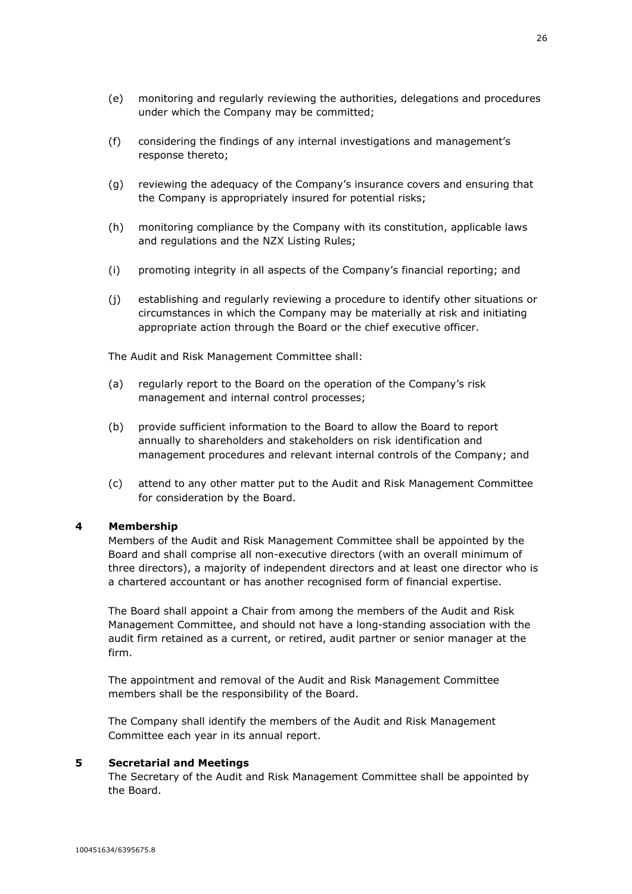(e) monitoring and regularly reviewing the authorities, delegations and procedures under which the Company may be committed;

(f) considering the findings of any internal investigations and management's response thereto;

(g) reviewing the adequacy of the Company's insurance covers and ensuring that the Company is appropriately insured for potential risks;

(h) monitoring compliance by the Company with its constitution, applicable laws and regulations and the NZX Listing Rules;

(i) promoting integrity in all aspects of the Company's financial reporting; and

(j) establishing and regularly reviewing a procedure to identify other situations or circumstances in which the Company may be materially at risk and initiating appropriate action through the Board or the chief executive officer.

The Audit and Risk Management Committee shall:

(a) regularly report to the Board on the operation of the Company's risk management and internal control processes;

(b) provide sufficient information to the Board to allow the Board to report annually to shareholders and stakeholders on risk identification and management procedures and relevant internal controls of the Company; and

(c) attend to any other matter put to the Audit and Risk Management Committee for consideration by the Board.

## 4 Membership

Members of the Audit and Risk Management Committee shall be appointed by the Board and shall comprise all non-executive directors (with an overall minimum of three directors), a majority of independent directors and at least one director who is a chartered accountant or has another recognised form of financial expertise.

The Board shall appoint a Chair from among the members of the Audit and Risk Management Committee, and should not have a long-standing association with the audit firm retained as a current, or retired, audit partner or senior manager at the firm.

The appointment and removal of the Audit and Risk Management Committee members shall be the responsibility of the Board.

The Company shall identify the members of the Audit and Risk Management Committee each year in its annual report.

## 5 Secretarial and Meetings

The Secretary of the Audit and Risk Management Committee shall be appointed by the Board.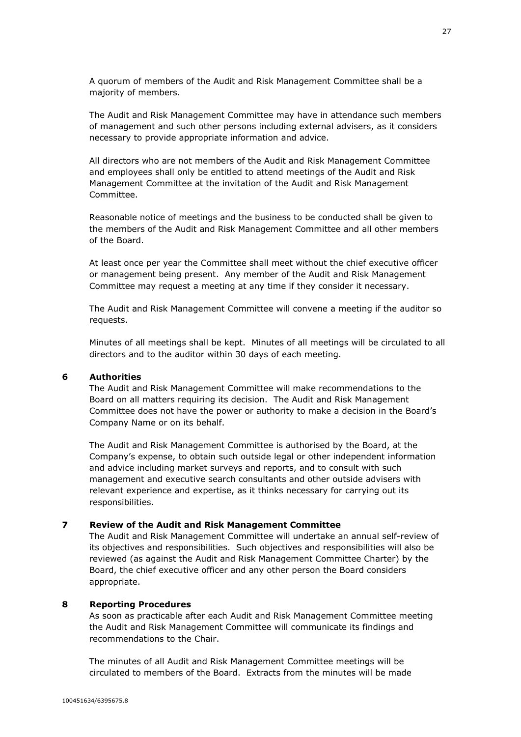A quorum of members of the Audit and Risk Management Committee shall be a majority of members.

The Audit and Risk Management Committee may have in attendance such members of management and such other persons including external advisers, as it considers necessary to provide appropriate information and advice.

All directors who are not members of the Audit and Risk Management Committee and employees shall only be entitled to attend meetings of the Audit and Risk Management Committee at the invitation of the Audit and Risk Management Committee.

Reasonable notice of meetings and the business to be conducted shall be given to the members of the Audit and Risk Management Committee and all other members of the Board.

At least once per year the Committee shall meet without the chief executive officer or management being present. Any member of the Audit and Risk Management Committee may request a meeting at any time if they consider it necessary.

The Audit and Risk Management Committee will convene a meeting if the auditor so requests.

Minutes of all meetings shall be kept. Minutes of all meetings will be circulated to all directors and to the auditor within 30 days of each meeting.

## 6 Authorities

The Audit and Risk Management Committee will make recommendations to the Board on all matters requiring its decision. The Audit and Risk Management Committee does not have the power or authority to make a decision in the Board's Company Name or on its behalf.

The Audit and Risk Management Committee is authorised by the Board, at the Company's expense, to obtain such outside legal or other independent information and advice including market surveys and reports, and to consult with such management and executive search consultants and other outside advisers with relevant experience and expertise, as it thinks necessary for carrying out its responsibilities.

## 7 Review of the Audit and Risk Management Committee

The Audit and Risk Management Committee will undertake an annual self-review of its objectives and responsibilities. Such objectives and responsibilities will also be reviewed (as against the Audit and Risk Management Committee Charter) by the Board, the chief executive officer and any other person the Board considers appropriate.

## 8 Reporting Procedures

As soon as practicable after each Audit and Risk Management Committee meeting the Audit and Risk Management Committee will communicate its findings and recommendations to the Chair.

The minutes of all Audit and Risk Management Committee meetings will be circulated to members of the Board. Extracts from the minutes will be made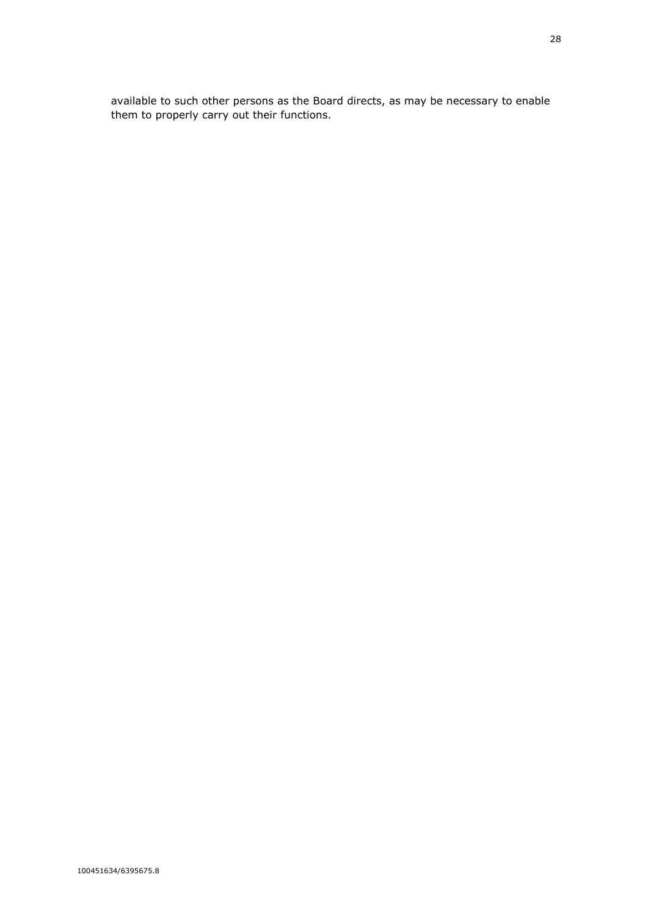available to such other persons as the Board directs, as may be necessary to enable them to properly carry out their functions.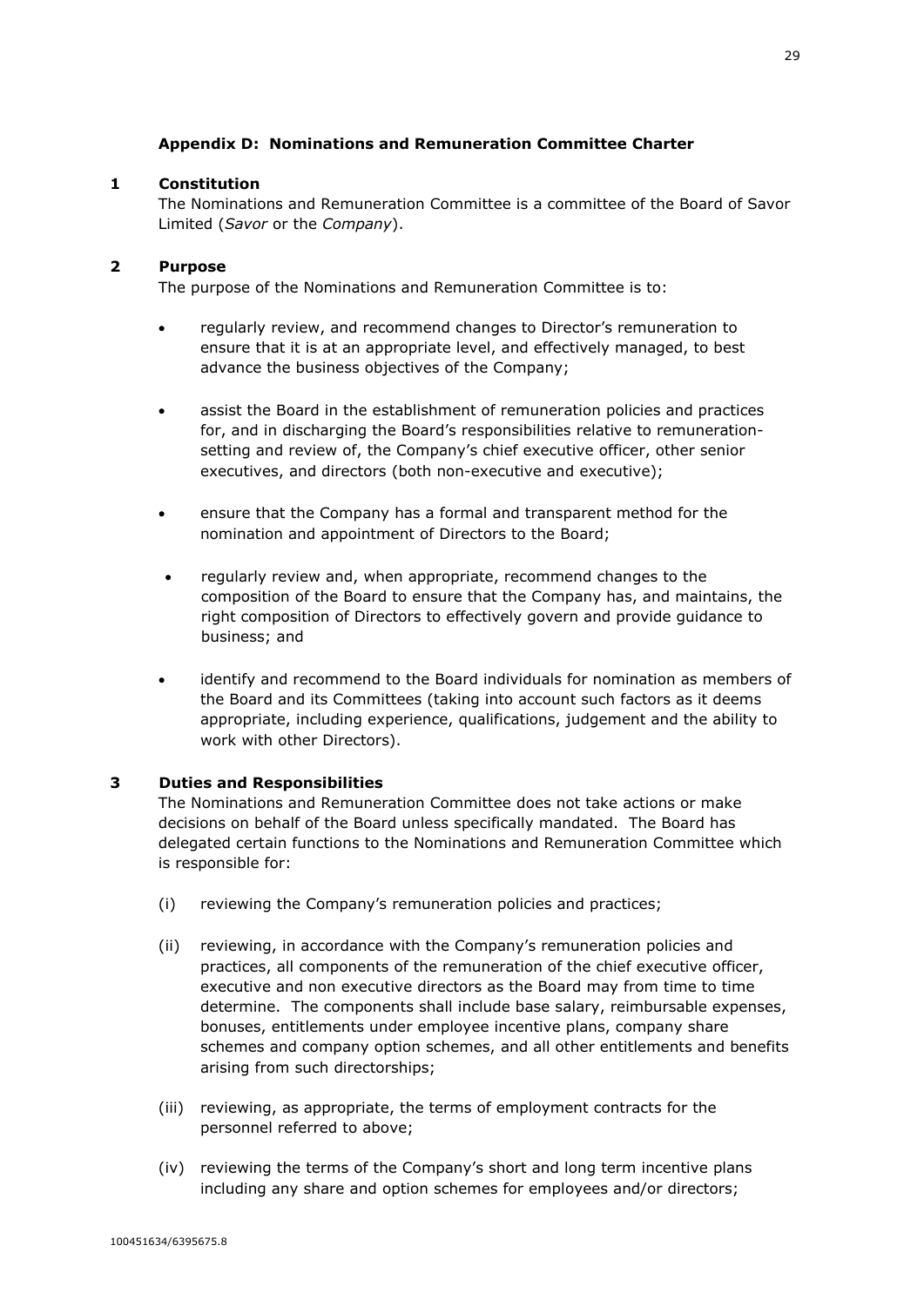## Appendix D: Nominations and Remuneration Committee Charter

### 1 Constitution

The Nominations and Remuneration Committee is a committee of the Board of Savor Limited (*Savor* or the *Company*).

### 2 Purpose

The purpose of the Nominations and Remuneration Committee is to:

- regularly review, and recommend changes to Director's remuneration to ensure that it is at an appropriate level, and effectively managed, to best advance the business objectives of the Company;
- assist the Board in the establishment of remuneration policies and practices for, and in discharging the Board's responsibilities relative to remuneration-setting and review of, the Company's chief executive officer, other senior executives, and directors (both non-executive and executive);
- ensure that the Company has a formal and transparent method for the nomination and appointment of Directors to the Board;
- regularly review and, when appropriate, recommend changes to the composition of the Board to ensure that the Company has, and maintains, the right composition of Directors to effectively govern and provide guidance to business; and
- identify and recommend to the Board individuals for nomination as members of the Board and its Committees (taking into account such factors as it deems appropriate, including experience, qualifications, judgement and the ability to work with other Directors).

### 3 Duties and Responsibilities

The Nominations and Remuneration Committee does not take actions or make decisions on behalf of the Board unless specifically mandated. The Board has delegated certain functions to the Nominations and Remuneration Committee which is responsible for:

(i) reviewing the Company's remuneration policies and practices;

(ii) reviewing, in accordance with the Company's remuneration policies and practices, all components of the remuneration of the chief executive officer, executive and non executive directors as the Board may from time to time determine. The components shall include base salary, reimbursable expenses, bonuses, entitlements under employee incentive plans, company share schemes and company option schemes, and all other entitlements and benefits arising from such directorships;

(iii) reviewing, as appropriate, the terms of employment contracts for the personnel referred to above;

(iv) reviewing the terms of the Company's short and long term incentive plans including any share and option schemes for employees and/or directors;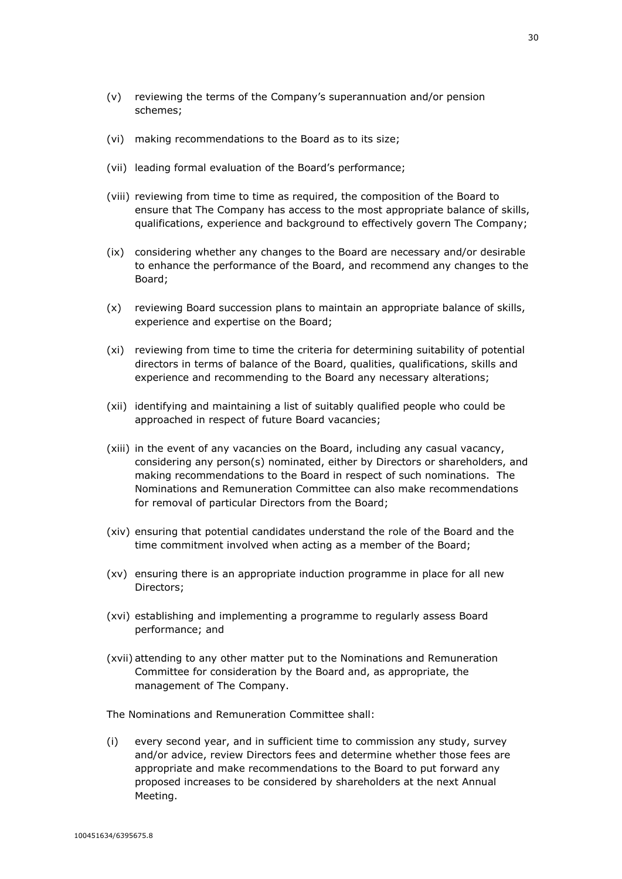(v) reviewing the terms of the Company's superannuation and/or pension schemes;

(vi) making recommendations to the Board as to its size;

(vii) leading formal evaluation of the Board's performance;

(viii) reviewing from time to time as required, the composition of the Board to ensure that The Company has access to the most appropriate balance of skills, qualifications, experience and background to effectively govern The Company;

(ix) considering whether any changes to the Board are necessary and/or desirable to enhance the performance of the Board, and recommend any changes to the Board;

(x) reviewing Board succession plans to maintain an appropriate balance of skills, experience and expertise on the Board;

(xi) reviewing from time to time the criteria for determining suitability of potential directors in terms of balance of the Board, qualities, qualifications, skills and experience and recommending to the Board any necessary alterations;

(xii) identifying and maintaining a list of suitably qualified people who could be approached in respect of future Board vacancies;

(xiii) in the event of any vacancies on the Board, including any casual vacancy, considering any person(s) nominated, either by Directors or shareholders, and making recommendations to the Board in respect of such nominations. The Nominations and Remuneration Committee can also make recommendations for removal of particular Directors from the Board;

(xiv) ensuring that potential candidates understand the role of the Board and the time commitment involved when acting as a member of the Board;

(xv) ensuring there is an appropriate induction programme in place for all new Directors;

(xvi) establishing and implementing a programme to regularly assess Board performance; and

(xvii) attending to any other matter put to the Nominations and Remuneration Committee for consideration by the Board and, as appropriate, the management of The Company.

The Nominations and Remuneration Committee shall:

(i) every second year, and in sufficient time to commission any study, survey and/or advice, review Directors fees and determine whether those fees are appropriate and make recommendations to the Board to put forward any proposed increases to be considered by shareholders at the next Annual Meeting.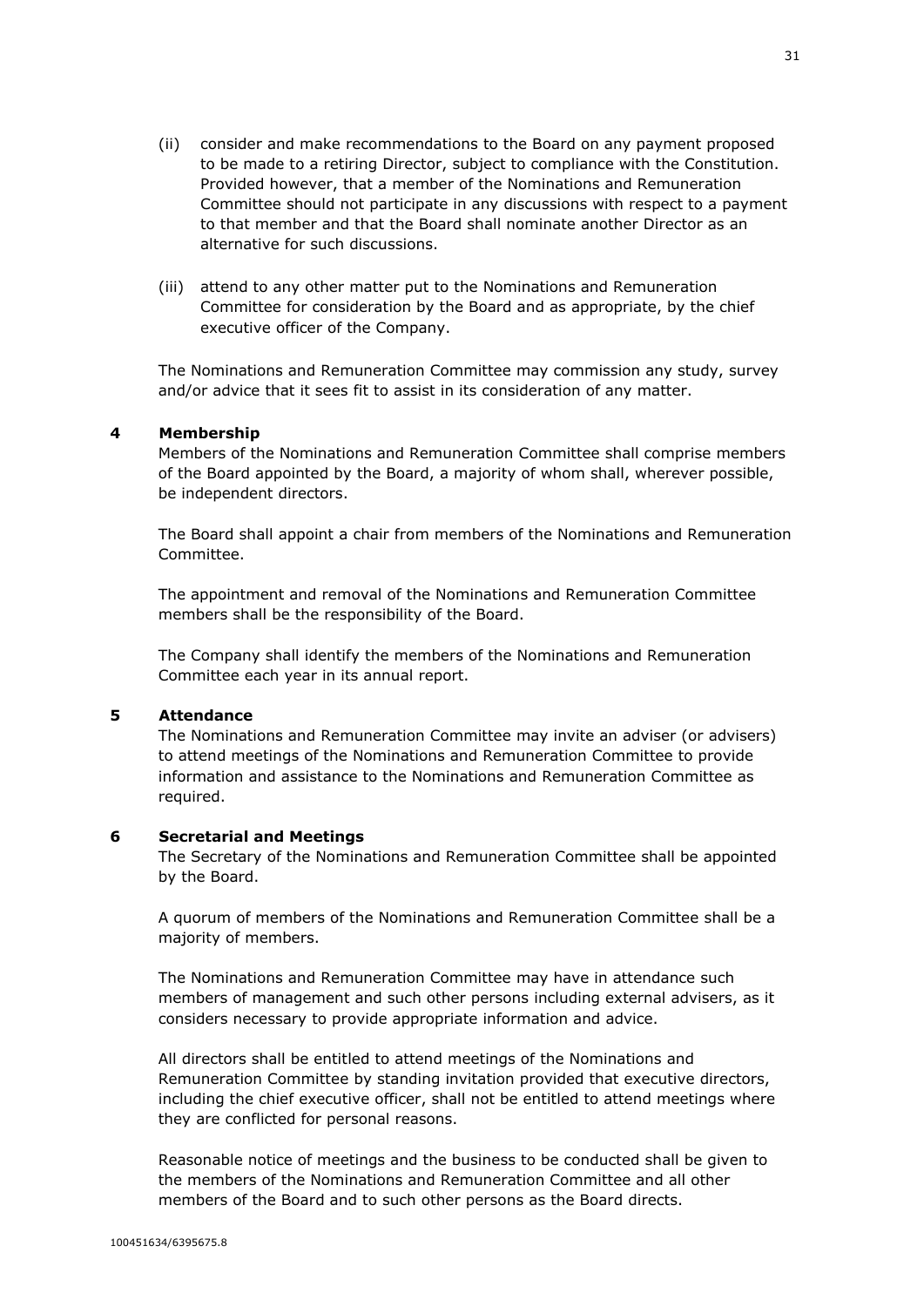(ii) consider and make recommendations to the Board on any payment proposed to be made to a retiring Director, subject to compliance with the Constitution. Provided however, that a member of the Nominations and Remuneration Committee should not participate in any discussions with respect to a payment to that member and that the Board shall nominate another Director as an alternative for such discussions.

(iii) attend to any other matter put to the Nominations and Remuneration Committee for consideration by the Board and as appropriate, by the chief executive officer of the Company.

The Nominations and Remuneration Committee may commission any study, survey and/or advice that it sees fit to assist in its consideration of any matter.

## 4 Membership

Members of the Nominations and Remuneration Committee shall comprise members of the Board appointed by the Board, a majority of whom shall, wherever possible, be independent directors.

The Board shall appoint a chair from members of the Nominations and Remuneration Committee.

The appointment and removal of the Nominations and Remuneration Committee members shall be the responsibility of the Board.

The Company shall identify the members of the Nominations and Remuneration Committee each year in its annual report.

## 5 Attendance

The Nominations and Remuneration Committee may invite an adviser (or advisers) to attend meetings of the Nominations and Remuneration Committee to provide information and assistance to the Nominations and Remuneration Committee as required.

## 6 Secretarial and Meetings

The Secretary of the Nominations and Remuneration Committee shall be appointed by the Board.

A quorum of members of the Nominations and Remuneration Committee shall be a majority of members.

The Nominations and Remuneration Committee may have in attendance such members of management and such other persons including external advisers, as it considers necessary to provide appropriate information and advice.

All directors shall be entitled to attend meetings of the Nominations and Remuneration Committee by standing invitation provided that executive directors, including the chief executive officer, shall not be entitled to attend meetings where they are conflicted for personal reasons.

Reasonable notice of meetings and the business to be conducted shall be given to the members of the Nominations and Remuneration Committee and all other members of the Board and to such other persons as the Board directs.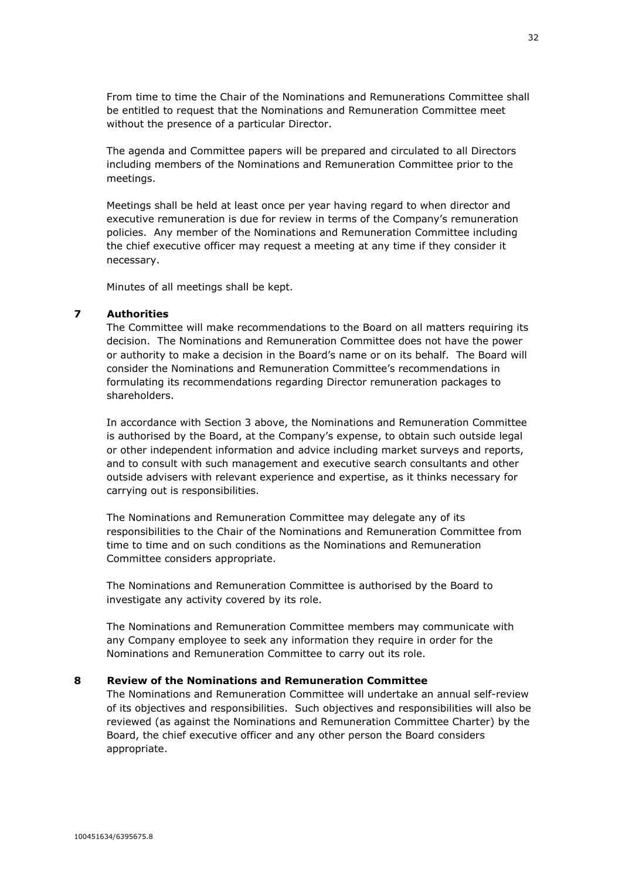From time to time the Chair of the Nominations and Remunerations Committee shall be entitled to request that the Nominations and Remuneration Committee meet without the presence of a particular Director.

The agenda and Committee papers will be prepared and circulated to all Directors including members of the Nominations and Remuneration Committee prior to the meetings.

Meetings shall be held at least once per year having regard to when director and executive remuneration is due for review in terms of the Company's remuneration policies. Any member of the Nominations and Remuneration Committee including the chief executive officer may request a meeting at any time if they consider it necessary.

Minutes of all meetings shall be kept.

## 7 Authorities

The Committee will make recommendations to the Board on all matters requiring its decision. The Nominations and Remuneration Committee does not have the power or authority to make a decision in the Board's name or on its behalf. The Board will consider the Nominations and Remuneration Committee's recommendations in formulating its recommendations regarding Director remuneration packages to shareholders.

In accordance with Section 3 above, the Nominations and Remuneration Committee is authorised by the Board, at the Company's expense, to obtain such outside legal or other independent information and advice including market surveys and reports, and to consult with such management and executive search consultants and other outside advisers with relevant experience and expertise, as it thinks necessary for carrying out is responsibilities.

The Nominations and Remuneration Committee may delegate any of its responsibilities to the Chair of the Nominations and Remuneration Committee from time to time and on such conditions as the Nominations and Remuneration Committee considers appropriate.

The Nominations and Remuneration Committee is authorised by the Board to investigate any activity covered by its role.

The Nominations and Remuneration Committee members may communicate with any Company employee to seek any information they require in order for the Nominations and Remuneration Committee to carry out its role.

## 8 Review of the Nominations and Remuneration Committee

The Nominations and Remuneration Committee will undertake an annual self-review of its objectives and responsibilities. Such objectives and responsibilities will also be reviewed (as against the Nominations and Remuneration Committee Charter) by the Board, the chief executive officer and any other person the Board considers appropriate.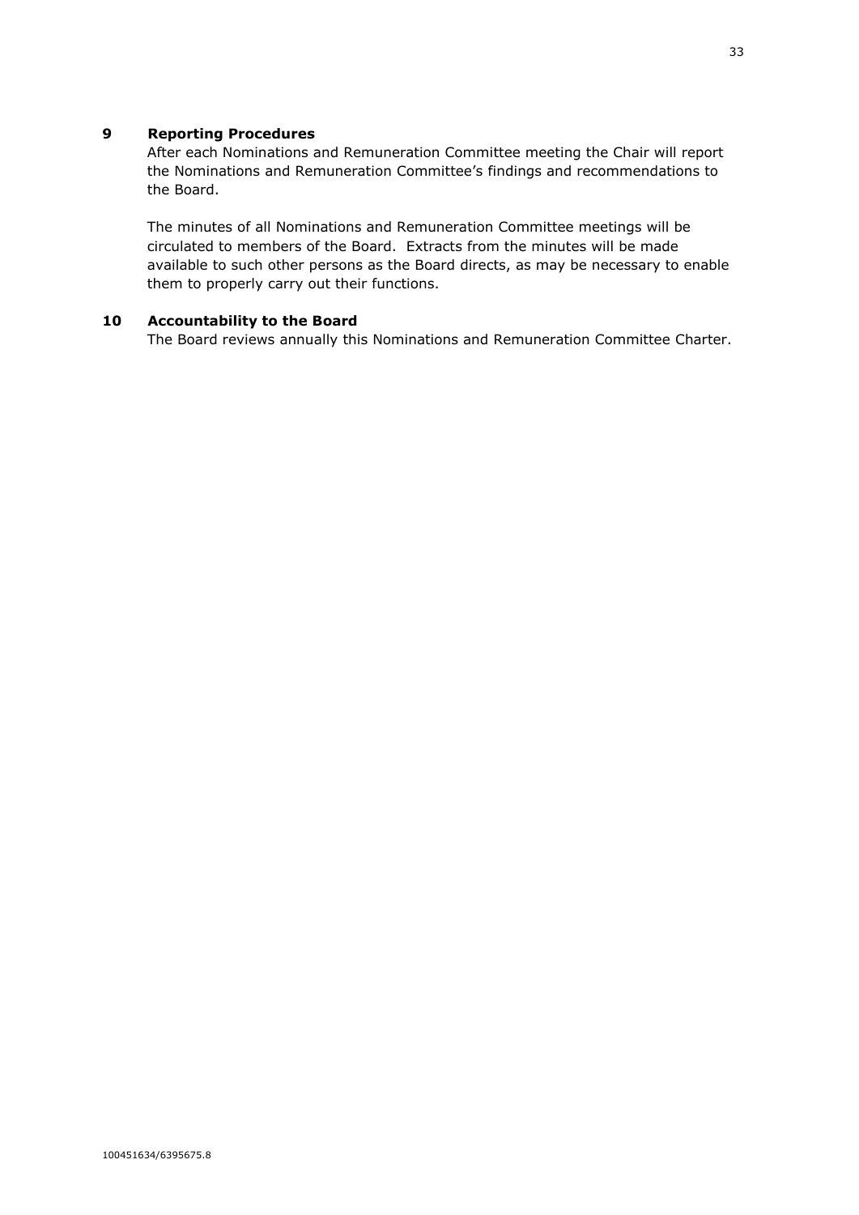## 9 Reporting Procedures

After each Nominations and Remuneration Committee meeting the Chair will report the Nominations and Remuneration Committee's findings and recommendations to the Board.

The minutes of all Nominations and Remuneration Committee meetings will be circulated to members of the Board. Extracts from the minutes will be made available to such other persons as the Board directs, as may be necessary to enable them to properly carry out their functions.

## 10 Accountability to the Board

The Board reviews annually this Nominations and Remuneration Committee Charter.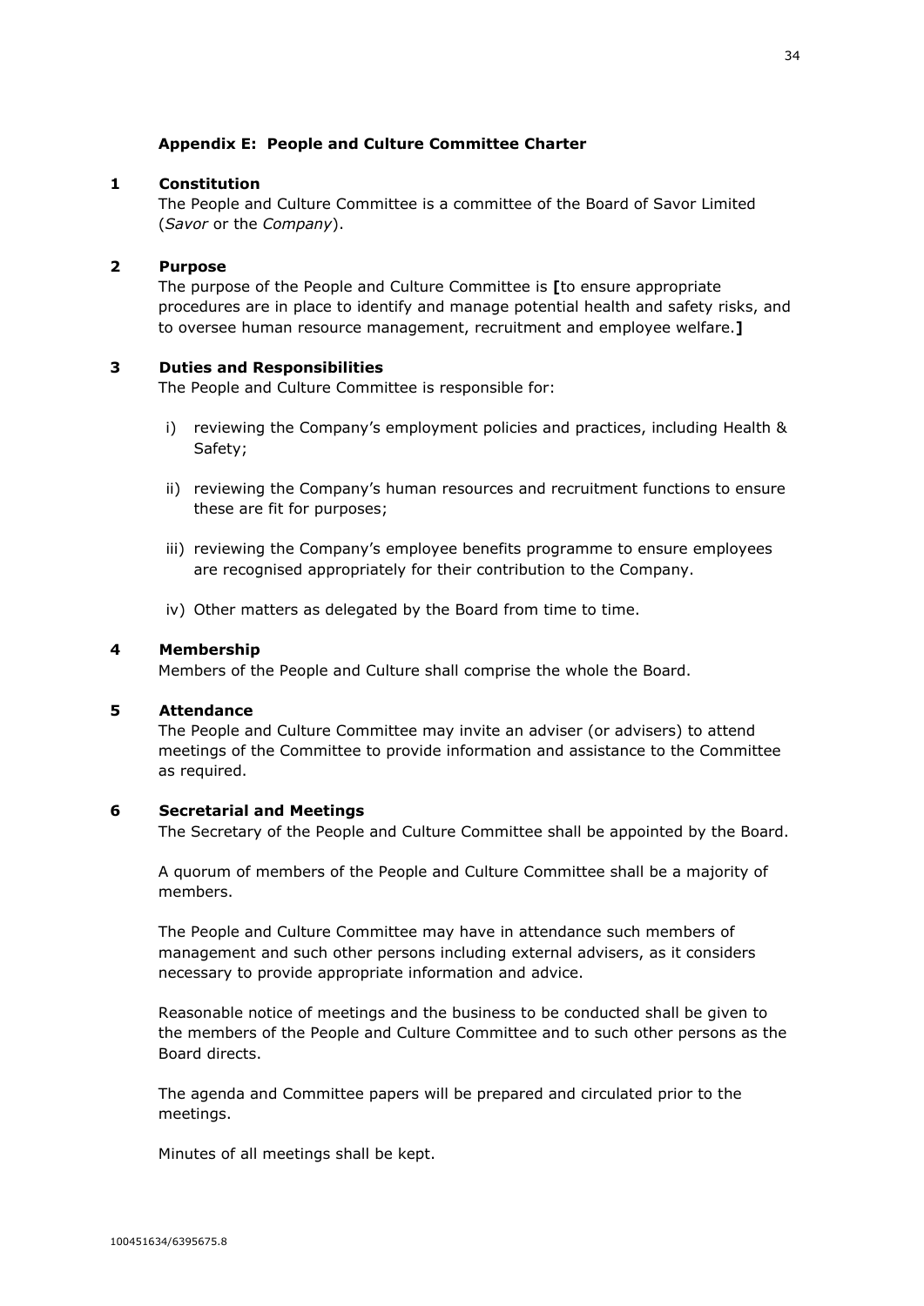### Appendix E: People and Culture Committee Charter

**1 Constitution**

The People and Culture Committee is a committee of the Board of Savor Limited (*Savor* or the *Company*).

**2 Purpose**

The purpose of the People and Culture Committee is **[**to ensure appropriate procedures are in place to identify and manage potential health and safety risks, and to oversee human resource management, recruitment and employee welfare.**]**

**3 Duties and Responsibilities**

The People and Culture Committee is responsible for:

i) reviewing the Company's employment policies and practices, including Health & Safety;

ii) reviewing the Company's human resources and recruitment functions to ensure these are fit for purposes;

iii) reviewing the Company's employee benefits programme to ensure employees are recognised appropriately for their contribution to the Company.

iv) Other matters as delegated by the Board from time to time.

**4 Membership**

Members of the People and Culture shall comprise the whole the Board.

**5 Attendance**

The People and Culture Committee may invite an adviser (or advisers) to attend meetings of the Committee to provide information and assistance to the Committee as required.

**6 Secretarial and Meetings**

The Secretary of the People and Culture Committee shall be appointed by the Board.

A quorum of members of the People and Culture Committee shall be a majority of members.

The People and Culture Committee may have in attendance such members of management and such other persons including external advisers, as it considers necessary to provide appropriate information and advice.

Reasonable notice of meetings and the business to be conducted shall be given to the members of the People and Culture Committee and to such other persons as the Board directs.

The agenda and Committee papers will be prepared and circulated prior to the meetings.

Minutes of all meetings shall be kept.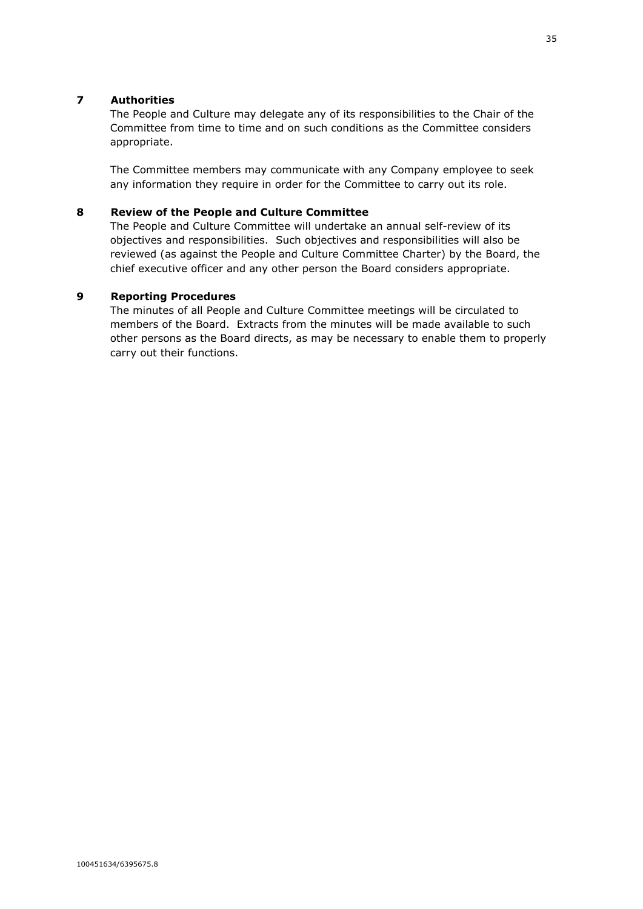## 7 Authorities

The People and Culture may delegate any of its responsibilities to the Chair of the Committee from time to time and on such conditions as the Committee considers appropriate.

The Committee members may communicate with any Company employee to seek any information they require in order for the Committee to carry out its role.

## 8 Review of the People and Culture Committee

The People and Culture Committee will undertake an annual self-review of its objectives and responsibilities. Such objectives and responsibilities will also be reviewed (as against the People and Culture Committee Charter) by the Board, the chief executive officer and any other person the Board considers appropriate.

## 9 Reporting Procedures

The minutes of all People and Culture Committee meetings will be circulated to members of the Board. Extracts from the minutes will be made available to such other persons as the Board directs, as may be necessary to enable them to properly carry out their functions.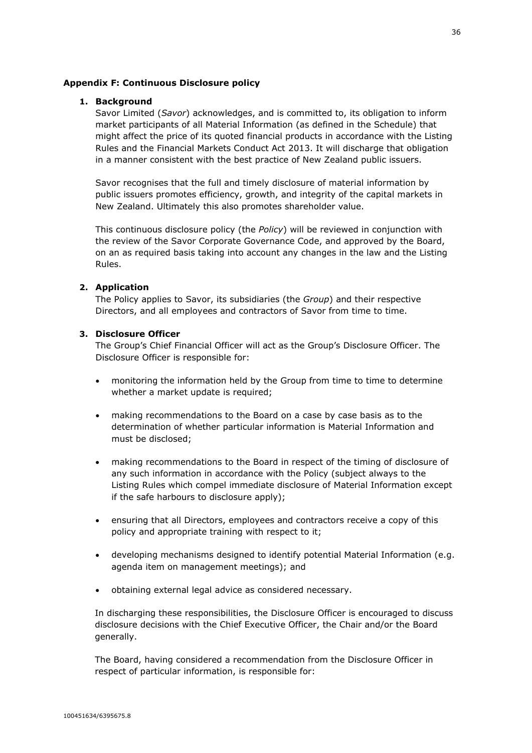## Appendix F: Continuous Disclosure policy

### 1. Background

Savor Limited (*Savor*) acknowledges, and is committed to, its obligation to inform market participants of all Material Information (as defined in the Schedule) that might affect the price of its quoted financial products in accordance with the Listing Rules and the Financial Markets Conduct Act 2013. It will discharge that obligation in a manner consistent with the best practice of New Zealand public issuers.

Savor recognises that the full and timely disclosure of material information by public issuers promotes efficiency, growth, and integrity of the capital markets in New Zealand. Ultimately this also promotes shareholder value.

This continuous disclosure policy (the *Policy*) will be reviewed in conjunction with the review of the Savor Corporate Governance Code, and approved by the Board, on an as required basis taking into account any changes in the law and the Listing Rules.

### 2. Application

The Policy applies to Savor, its subsidiaries (the *Group*) and their respective Directors, and all employees and contractors of Savor from time to time.

### 3. Disclosure Officer

The Group's Chief Financial Officer will act as the Group's Disclosure Officer. The Disclosure Officer is responsible for:

- monitoring the information held by the Group from time to time to determine whether a market update is required;
- making recommendations to the Board on a case by case basis as to the determination of whether particular information is Material Information and must be disclosed;
- making recommendations to the Board in respect of the timing of disclosure of any such information in accordance with the Policy (subject always to the Listing Rules which compel immediate disclosure of Material Information except if the safe harbours to disclosure apply);
- ensuring that all Directors, employees and contractors receive a copy of this policy and appropriate training with respect to it;
- developing mechanisms designed to identify potential Material Information (e.g. agenda item on management meetings); and
- obtaining external legal advice as considered necessary.

In discharging these responsibilities, the Disclosure Officer is encouraged to discuss disclosure decisions with the Chief Executive Officer, the Chair and/or the Board generally.

The Board, having considered a recommendation from the Disclosure Officer in respect of particular information, is responsible for: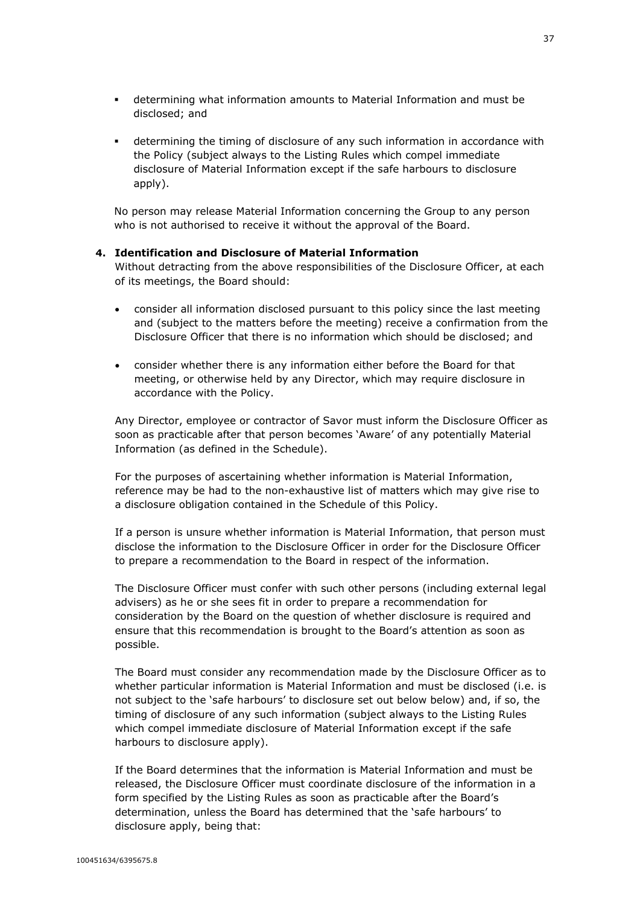- determining what information amounts to Material Information and must be disclosed; and
- determining the timing of disclosure of any such information in accordance with the Policy (subject always to the Listing Rules which compel immediate disclosure of Material Information except if the safe harbours to disclosure apply).

No person may release Material Information concerning the Group to any person who is not authorised to receive it without the approval of the Board.

**4. Identification and Disclosure of Material Information**

Without detracting from the above responsibilities of the Disclosure Officer, at each of its meetings, the Board should:

- consider all information disclosed pursuant to this policy since the last meeting and (subject to the matters before the meeting) receive a confirmation from the Disclosure Officer that there is no information which should be disclosed; and
- consider whether there is any information either before the Board for that meeting, or otherwise held by any Director, which may require disclosure in accordance with the Policy.

Any Director, employee or contractor of Savor must inform the Disclosure Officer as soon as practicable after that person becomes 'Aware' of any potentially Material Information (as defined in the Schedule).

For the purposes of ascertaining whether information is Material Information, reference may be had to the non-exhaustive list of matters which may give rise to a disclosure obligation contained in the Schedule of this Policy.

If a person is unsure whether information is Material Information, that person must disclose the information to the Disclosure Officer in order for the Disclosure Officer to prepare a recommendation to the Board in respect of the information.

The Disclosure Officer must confer with such other persons (including external legal advisers) as he or she sees fit in order to prepare a recommendation for consideration by the Board on the question of whether disclosure is required and ensure that this recommendation is brought to the Board's attention as soon as possible.

The Board must consider any recommendation made by the Disclosure Officer as to whether particular information is Material Information and must be disclosed (i.e. is not subject to the 'safe harbours' to disclosure set out below below) and, if so, the timing of disclosure of any such information (subject always to the Listing Rules which compel immediate disclosure of Material Information except if the safe harbours to disclosure apply).

If the Board determines that the information is Material Information and must be released, the Disclosure Officer must coordinate disclosure of the information in a form specified by the Listing Rules as soon as practicable after the Board's determination, unless the Board has determined that the 'safe harbours' to disclosure apply, being that: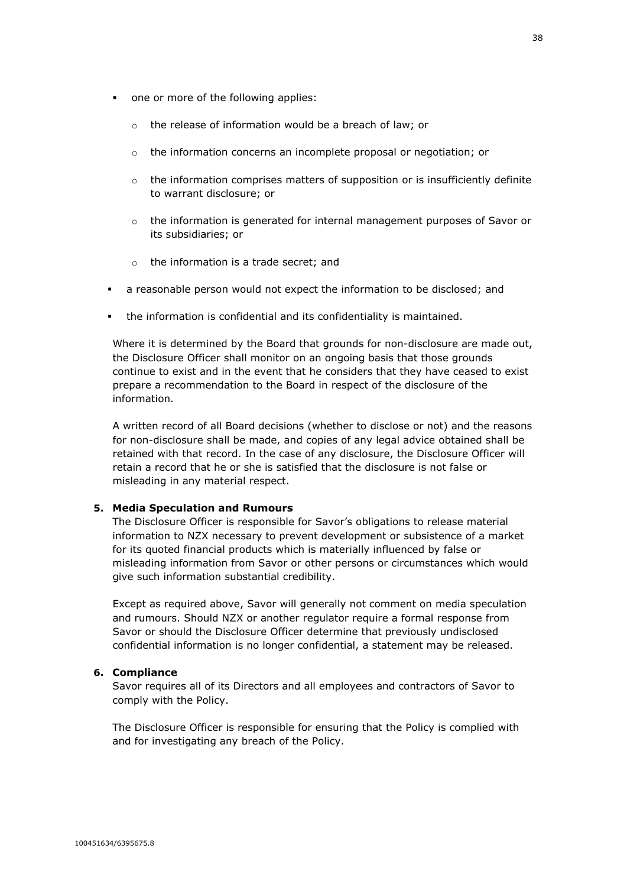- one or more of the following applies:
  - the release of information would be a breach of law; or
  - the information concerns an incomplete proposal or negotiation; or
  - the information comprises matters of supposition or is insufficiently definite to warrant disclosure; or
  - the information is generated for internal management purposes of Savor or its subsidiaries; or
  - the information is a trade secret; and
- a reasonable person would not expect the information to be disclosed; and
- the information is confidential and its confidentiality is maintained.

Where it is determined by the Board that grounds for non-disclosure are made out, the Disclosure Officer shall monitor on an ongoing basis that those grounds continue to exist and in the event that he considers that they have ceased to exist prepare a recommendation to the Board in respect of the disclosure of the information.

A written record of all Board decisions (whether to disclose or not) and the reasons for non-disclosure shall be made, and copies of any legal advice obtained shall be retained with that record. In the case of any disclosure, the Disclosure Officer will retain a record that he or she is satisfied that the disclosure is not false or misleading in any material respect.

**5. Media Speculation and Rumours**

The Disclosure Officer is responsible for Savor's obligations to release material information to NZX necessary to prevent development or subsistence of a market for its quoted financial products which is materially influenced by false or misleading information from Savor or other persons or circumstances which would give such information substantial credibility.

Except as required above, Savor will generally not comment on media speculation and rumours. Should NZX or another regulator require a formal response from Savor or should the Disclosure Officer determine that previously undisclosed confidential information is no longer confidential, a statement may be released.

**6. Compliance**

Savor requires all of its Directors and all employees and contractors of Savor to comply with the Policy.

The Disclosure Officer is responsible for ensuring that the Policy is complied with and for investigating any breach of the Policy.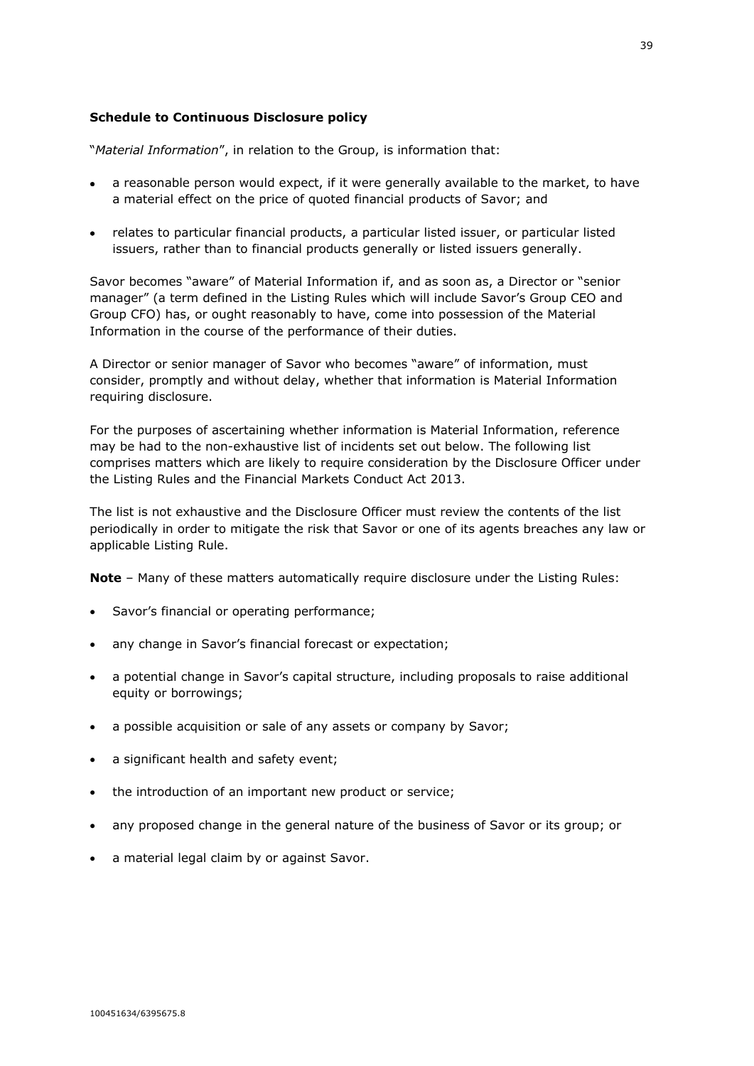**Schedule to Continuous Disclosure policy**

"*Material Information*", in relation to the Group, is information that:

- a reasonable person would expect, if it were generally available to the market, to have a material effect on the price of quoted financial products of Savor; and
- relates to particular financial products, a particular listed issuer, or particular listed issuers, rather than to financial products generally or listed issuers generally.

Savor becomes "aware" of Material Information if, and as soon as, a Director or "senior manager" (a term defined in the Listing Rules which will include Savor's Group CEO and Group CFO) has, or ought reasonably to have, come into possession of the Material Information in the course of the performance of their duties.

A Director or senior manager of Savor who becomes "aware" of information, must consider, promptly and without delay, whether that information is Material Information requiring disclosure.

For the purposes of ascertaining whether information is Material Information, reference may be had to the non-exhaustive list of incidents set out below. The following list comprises matters which are likely to require consideration by the Disclosure Officer under the Listing Rules and the Financial Markets Conduct Act 2013.

The list is not exhaustive and the Disclosure Officer must review the contents of the list periodically in order to mitigate the risk that Savor or one of its agents breaches any law or applicable Listing Rule.

**Note** – Many of these matters automatically require disclosure under the Listing Rules:

- Savor's financial or operating performance;
- any change in Savor's financial forecast or expectation;
- a potential change in Savor's capital structure, including proposals to raise additional equity or borrowings;
- a possible acquisition or sale of any assets or company by Savor;
- a significant health and safety event;
- the introduction of an important new product or service;
- any proposed change in the general nature of the business of Savor or its group; or
- a material legal claim by or against Savor.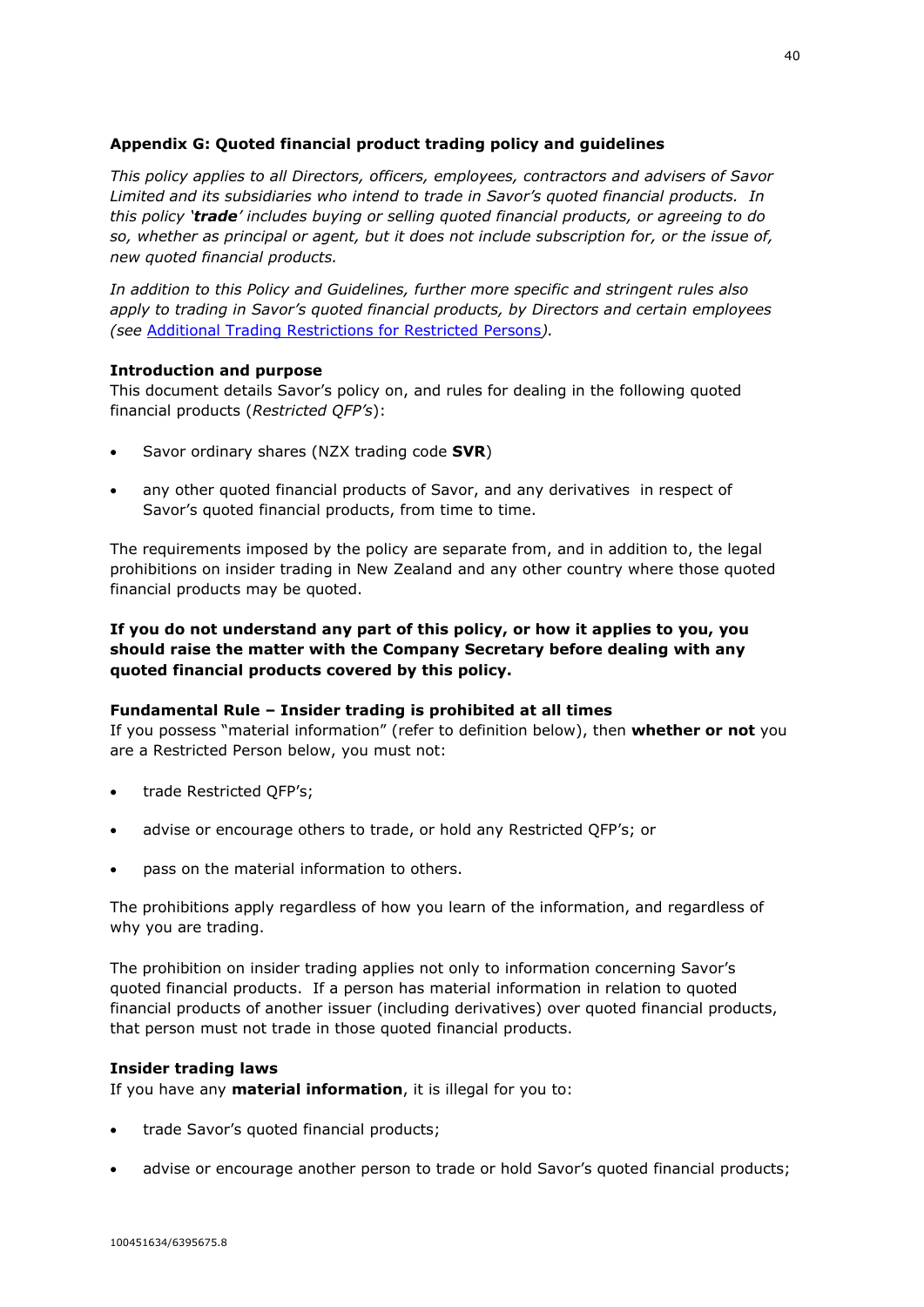## Appendix G: Quoted financial product trading policy and guidelines

*This policy applies to all Directors, officers, employees, contractors and advisers of Savor Limited and its subsidiaries who intend to trade in Savor's quoted financial products. In this policy '**trade**' includes buying or selling quoted financial products, or agreeing to do so, whether as principal or agent, but it does not include subscription for, or the issue of, new quoted financial products.*

*In addition to this Policy and Guidelines, further more specific and stringent rules also apply to trading in Savor's quoted financial products, by Directors and certain employees (see* Additional Trading Restrictions for Restricted Persons*).*

### Introduction and purpose

This document details Savor's policy on, and rules for dealing in the following quoted financial products (*Restricted QFP's*):

- Savor ordinary shares (NZX trading code **SVR**)
- any other quoted financial products of Savor, and any derivatives in respect of Savor's quoted financial products, from time to time.

The requirements imposed by the policy are separate from, and in addition to, the legal prohibitions on insider trading in New Zealand and any other country where those quoted financial products may be quoted.

**If you do not understand any part of this policy, or how it applies to you, you should raise the matter with the Company Secretary before dealing with any quoted financial products covered by this policy.**

### Fundamental Rule – Insider trading is prohibited at all times

If you possess "material information" (refer to definition below), then **whether or not** you are a Restricted Person below, you must not:

- trade Restricted QFP's;
- advise or encourage others to trade, or hold any Restricted QFP's; or
- pass on the material information to others.

The prohibitions apply regardless of how you learn of the information, and regardless of why you are trading.

The prohibition on insider trading applies not only to information concerning Savor's quoted financial products. If a person has material information in relation to quoted financial products of another issuer (including derivatives) over quoted financial products, that person must not trade in those quoted financial products.

### Insider trading laws

If you have any **material information**, it is illegal for you to:

- trade Savor's quoted financial products;
- advise or encourage another person to trade or hold Savor's quoted financial products;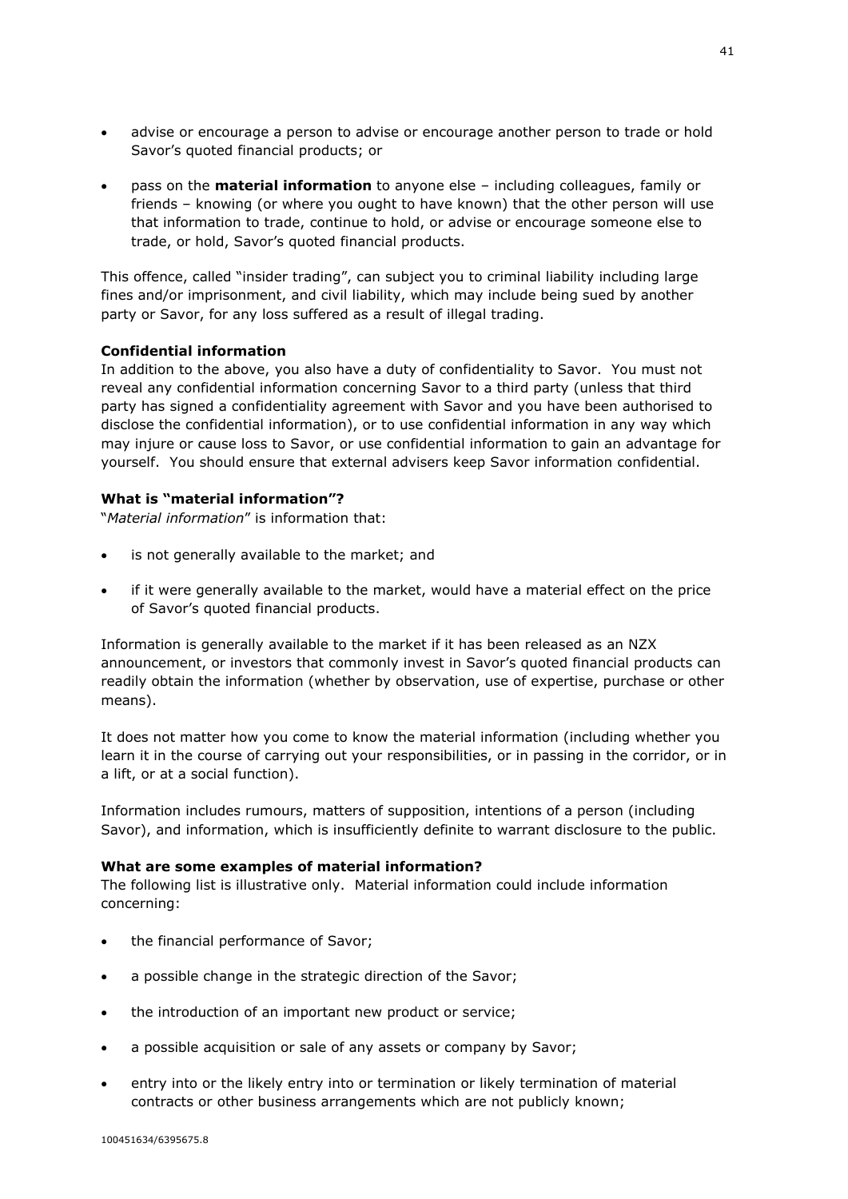- advise or encourage a person to advise or encourage another person to trade or hold Savor's quoted financial products; or

- pass on the **material information** to anyone else – including colleagues, family or friends – knowing (or where you ought to have known) that the other person will use that information to trade, continue to hold, or advise or encourage someone else to trade, or hold, Savor's quoted financial products.

This offence, called "insider trading", can subject you to criminal liability including large fines and/or imprisonment, and civil liability, which may include being sued by another party or Savor, for any loss suffered as a result of illegal trading.

**Confidential information**
In addition to the above, you also have a duty of confidentiality to Savor. You must not reveal any confidential information concerning Savor to a third party (unless that third party has signed a confidentiality agreement with Savor and you have been authorised to disclose the confidential information), or to use confidential information in any way which may injure or cause loss to Savor, or use confidential information to gain an advantage for yourself. You should ensure that external advisers keep Savor information confidential.

**What is "material information"?**
"*Material information*" is information that:

- is not generally available to the market; and

- if it were generally available to the market, would have a material effect on the price of Savor's quoted financial products.

Information is generally available to the market if it has been released as an NZX announcement, or investors that commonly invest in Savor's quoted financial products can readily obtain the information (whether by observation, use of expertise, purchase or other means).

It does not matter how you come to know the material information (including whether you learn it in the course of carrying out your responsibilities, or in passing in the corridor, or in a lift, or at a social function).

Information includes rumours, matters of supposition, intentions of a person (including Savor), and information, which is insufficiently definite to warrant disclosure to the public.

**What are some examples of material information?**
The following list is illustrative only. Material information could include information concerning:

- the financial performance of Savor;

- a possible change in the strategic direction of the Savor;

- the introduction of an important new product or service;

- a possible acquisition or sale of any assets or company by Savor;

- entry into or the likely entry into or termination or likely termination of material contracts or other business arrangements which are not publicly known;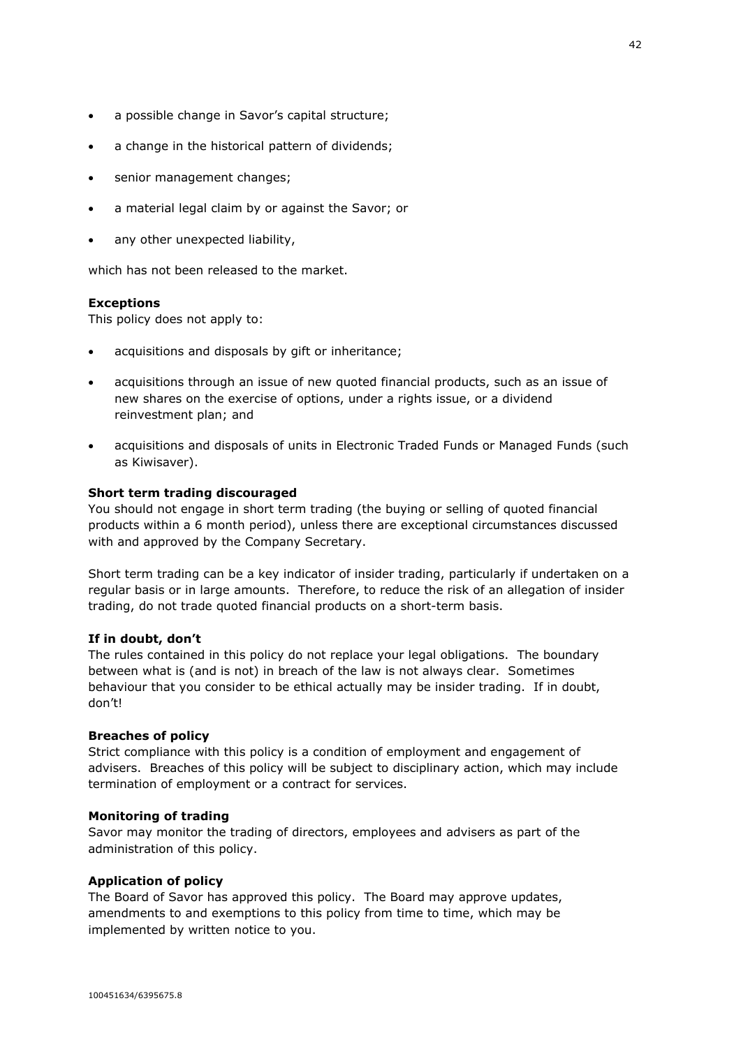- a possible change in Savor's capital structure;
- a change in the historical pattern of dividends;
- senior management changes;
- a material legal claim by or against the Savor; or
- any other unexpected liability,

which has not been released to the market.

**Exceptions**

This policy does not apply to:

- acquisitions and disposals by gift or inheritance;
- acquisitions through an issue of new quoted financial products, such as an issue of new shares on the exercise of options, under a rights issue, or a dividend reinvestment plan; and
- acquisitions and disposals of units in Electronic Traded Funds or Managed Funds (such as Kiwisaver).

**Short term trading discouraged**

You should not engage in short term trading (the buying or selling of quoted financial products within a 6 month period), unless there are exceptional circumstances discussed with and approved by the Company Secretary.

Short term trading can be a key indicator of insider trading, particularly if undertaken on a regular basis or in large amounts. Therefore, to reduce the risk of an allegation of insider trading, do not trade quoted financial products on a short-term basis.

**If in doubt, don't**

The rules contained in this policy do not replace your legal obligations. The boundary between what is (and is not) in breach of the law is not always clear. Sometimes behaviour that you consider to be ethical actually may be insider trading. If in doubt, don't!

**Breaches of policy**

Strict compliance with this policy is a condition of employment and engagement of advisers. Breaches of this policy will be subject to disciplinary action, which may include termination of employment or a contract for services.

**Monitoring of trading**

Savor may monitor the trading of directors, employees and advisers as part of the administration of this policy.

**Application of policy**

The Board of Savor has approved this policy. The Board may approve updates, amendments to and exemptions to this policy from time to time, which may be implemented by written notice to you.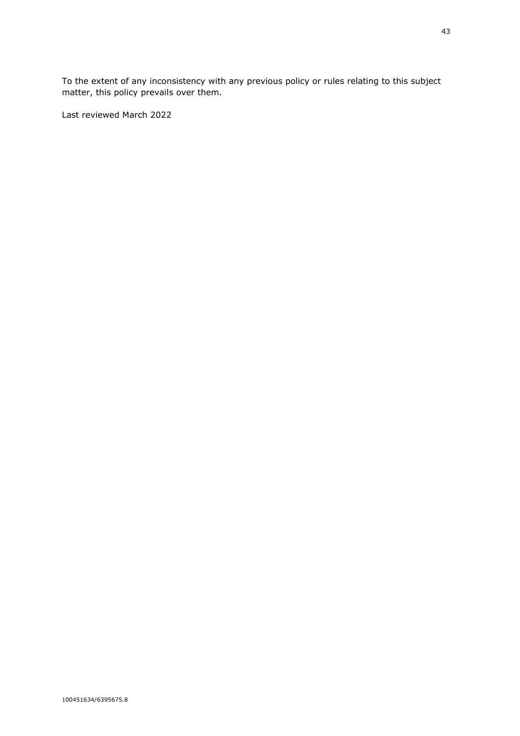To the extent of any inconsistency with any previous policy or rules relating to this subject matter, this policy prevails over them.

Last reviewed March 2022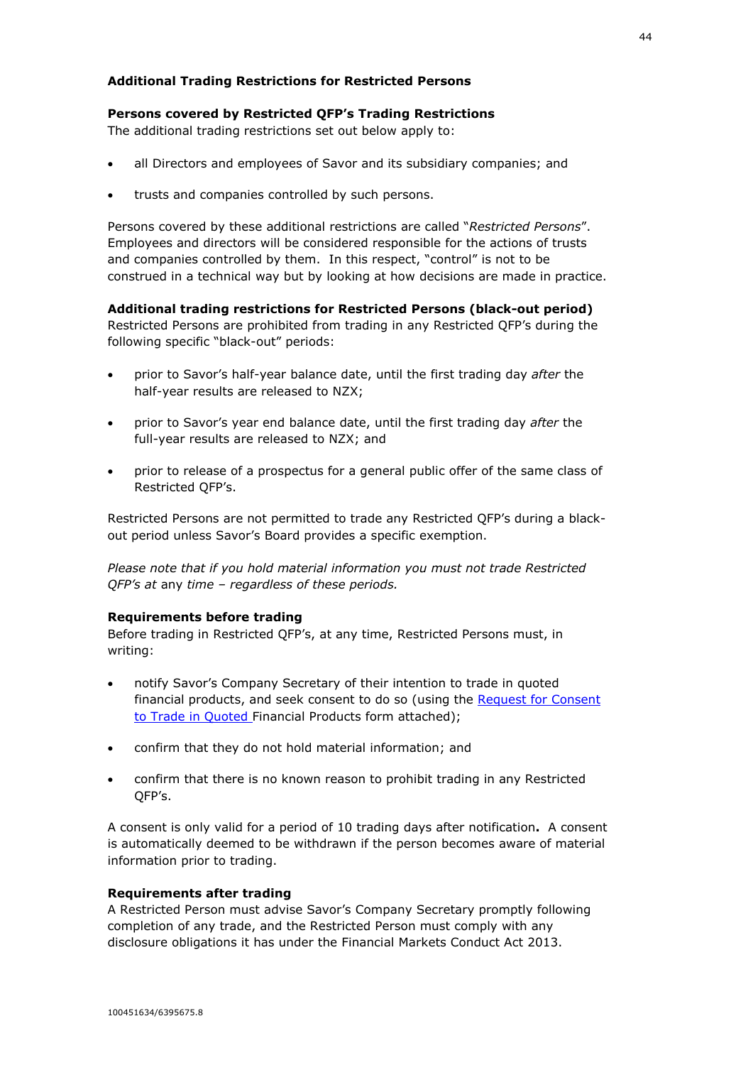## Additional Trading Restrictions for Restricted Persons

### Persons covered by Restricted QFP's Trading Restrictions

The additional trading restrictions set out below apply to:

- all Directors and employees of Savor and its subsidiary companies; and
- trusts and companies controlled by such persons.

Persons covered by these additional restrictions are called "*Restricted Persons*". Employees and directors will be considered responsible for the actions of trusts and companies controlled by them. In this respect, "control" is not to be construed in a technical way but by looking at how decisions are made in practice.

### Additional trading restrictions for Restricted Persons (black-out period)

Restricted Persons are prohibited from trading in any Restricted QFP's during the following specific "black-out" periods:

- prior to Savor's half-year balance date, until the first trading day *after* the half-year results are released to NZX;
- prior to Savor's year end balance date, until the first trading day *after* the full-year results are released to NZX; and
- prior to release of a prospectus for a general public offer of the same class of Restricted QFP's.

Restricted Persons are not permitted to trade any Restricted QFP's during a black-out period unless Savor's Board provides a specific exemption.

*Please note that if you hold material information you must not trade Restricted QFP's at* any *time – regardless of these periods.*

### Requirements before trading

Before trading in Restricted QFP's, at any time, Restricted Persons must, in writing:

- notify Savor's Company Secretary of their intention to trade in quoted financial products, and seek consent to do so (using the Request for Consent to Trade in Quoted Financial Products form attached);
- confirm that they do not hold material information; and
- confirm that there is no known reason to prohibit trading in any Restricted QFP's.

A consent is only valid for a period of 10 trading days after notification**.** A consent is automatically deemed to be withdrawn if the person becomes aware of material information prior to trading.

### Requirements after trading

A Restricted Person must advise Savor's Company Secretary promptly following completion of any trade, and the Restricted Person must comply with any disclosure obligations it has under the Financial Markets Conduct Act 2013.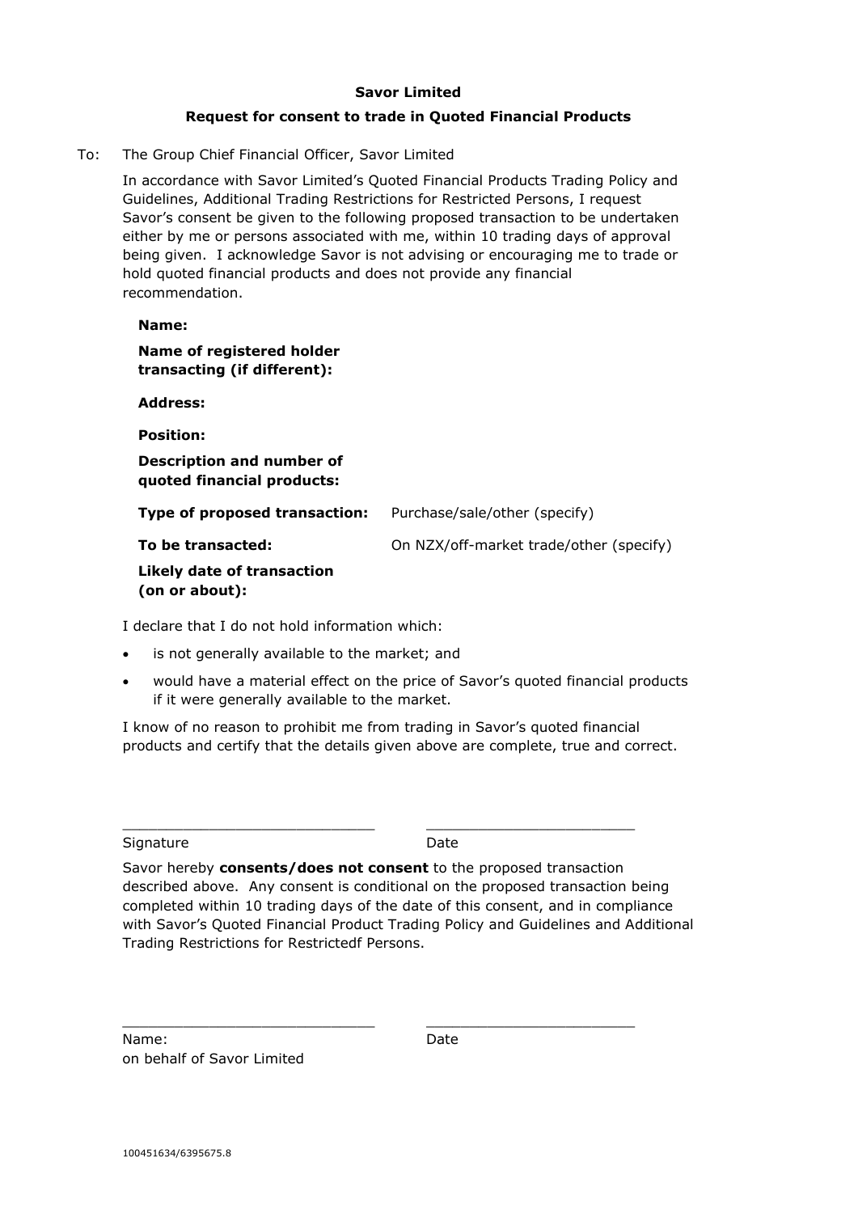**Savor Limited**

**Request for consent to trade in Quoted Financial Products**

To: The Group Chief Financial Officer, Savor Limited

In accordance with Savor Limited's Quoted Financial Products Trading Policy and Guidelines, Additional Trading Restrictions for Restricted Persons, I request Savor's consent be given to the following proposed transaction to be undertaken either by me or persons associated with me, within 10 trading days of approval being given. I acknowledge Savor is not advising or encouraging me to trade or hold quoted financial products and does not provide any financial recommendation.

| | |
|---|---|
| **Name:** | |
| **Name of registered holder transacting (if different):** | |
| **Address:** | |
| **Position:** | |
| **Description and number of quoted financial products:** | |
| **Type of proposed transaction:** | Purchase/sale/other (specify) |
| **To be transacted:** | On NZX/off-market trade/other (specify) |
| **Likely date of transaction (on or about):** | |

I declare that I do not hold information which:

- is not generally available to the market; and
- would have a material effect on the price of Savor's quoted financial products if it were generally available to the market.

I know of no reason to prohibit me from trading in Savor's quoted financial products and certify that the details given above are complete, true and correct.

_____________________________ _________________________

Signature Date

Savor hereby **consents/does not consent** to the proposed transaction described above. Any consent is conditional on the proposed transaction being completed within 10 trading days of the date of this consent, and in compliance with Savor's Quoted Financial Product Trading Policy and Guidelines and Additional Trading Restrictions for Restrictedf Persons.

_____________________________ _________________________

Name: Date

on behalf of Savor Limited

100451634/6395675.8